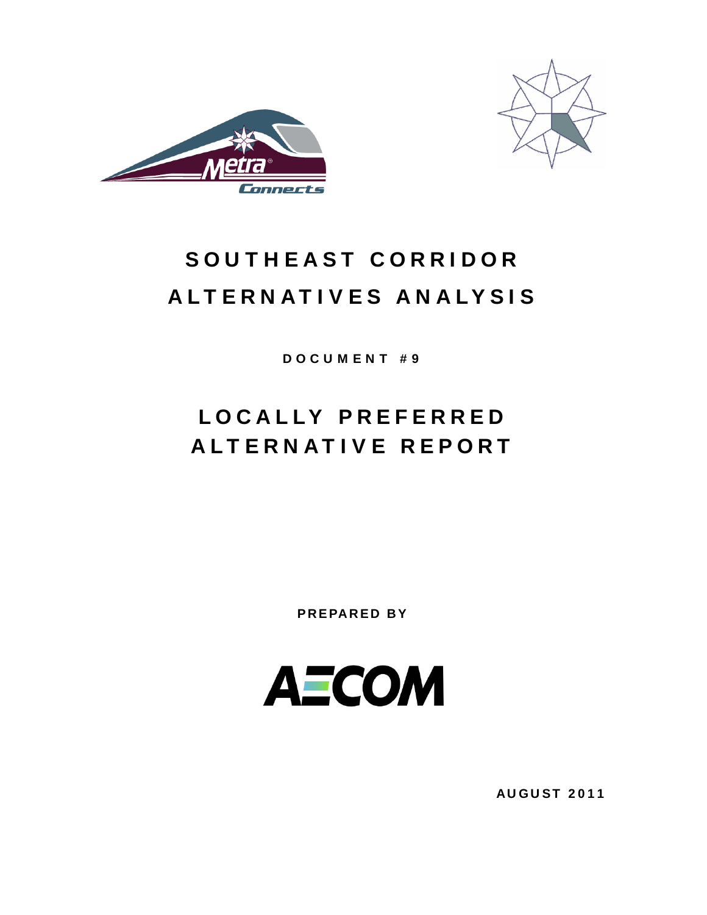# SOUTHEAST CORRIDOR ALTERNATIVES ANALYSIS

**DOCUMENT #9**

# LOCALLY PREFERRED ALTERNATIVE REPORT

**PREPARED BY**

**AECOM**

**AUGUST 2011**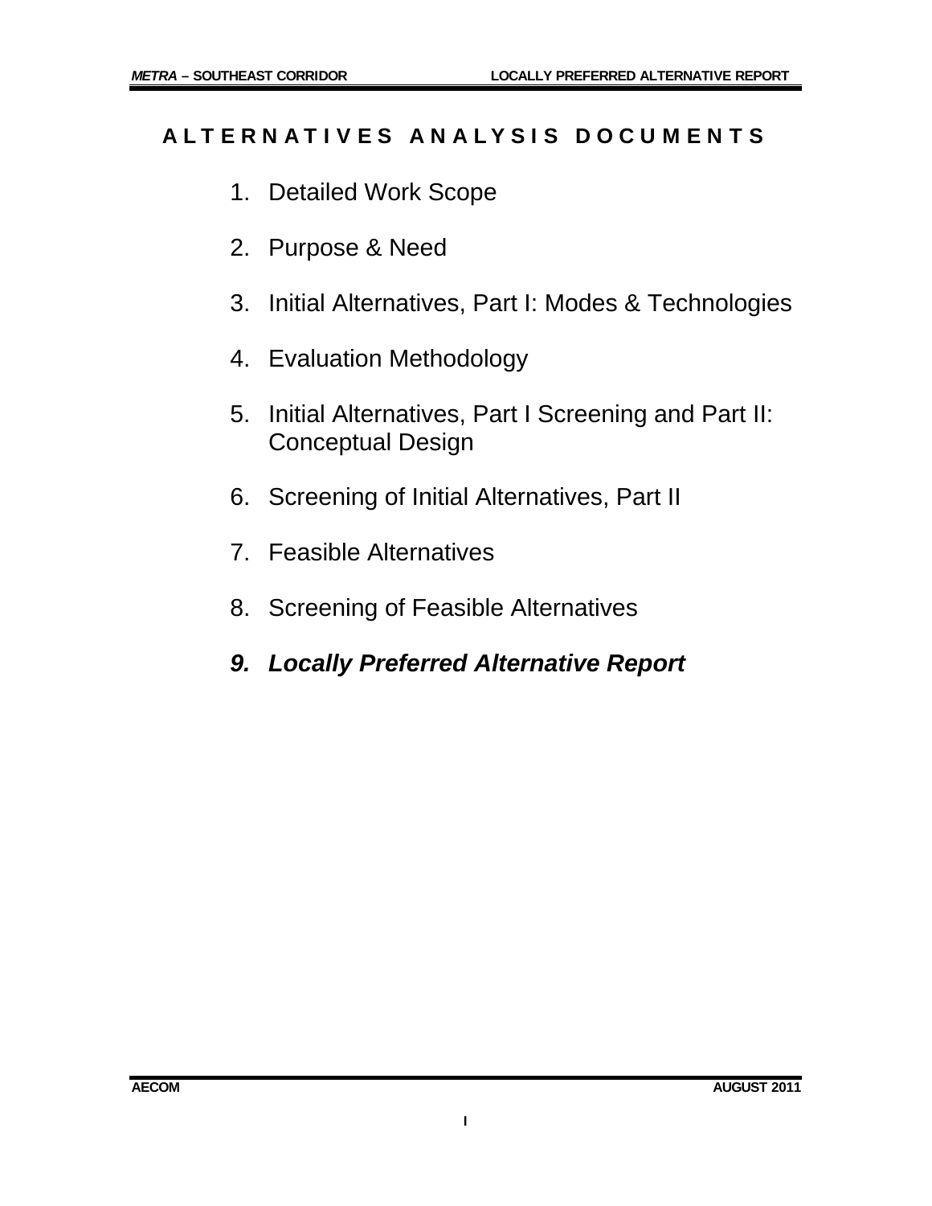# ALTERNATIVES ANALYSIS DOCUMENTS

1. Detailed Work Scope
2. Purpose & Need
3. Initial Alternatives, Part I: Modes & Technologies
4. Evaluation Methodology
5. Initial Alternatives, Part I Screening and Part II: Conceptual Design
6. Screening of Initial Alternatives, Part II
7. Feasible Alternatives
8. Screening of Feasible Alternatives
9. ***Locally Preferred Alternative Report***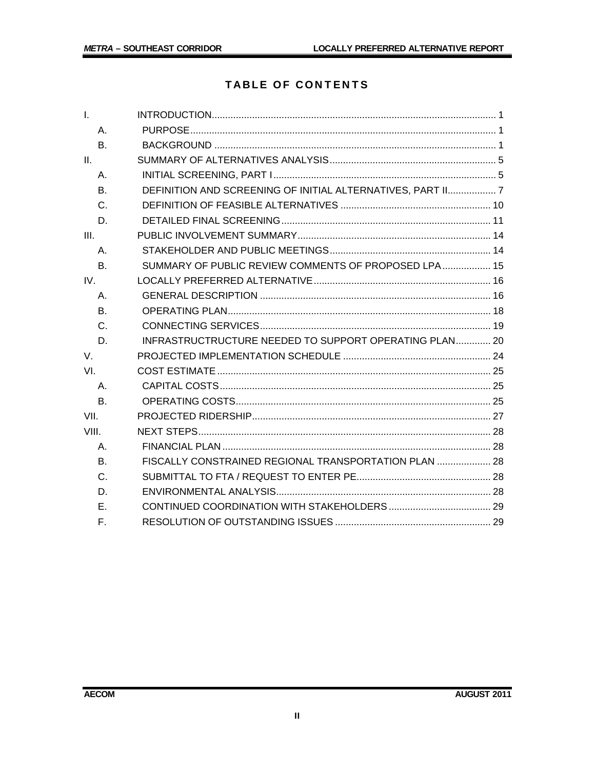# TABLE OF CONTENTS

I. INTRODUCTION ... 1
- A. PURPOSE ... 1
- B. BACKGROUND ... 1

II. SUMMARY OF ALTERNATIVES ANALYSIS ... 5
- A. INITIAL SCREENING, PART I ... 5
- B. DEFINITION AND SCREENING OF INITIAL ALTERNATIVES, PART II ... 7
- C. DEFINITION OF FEASIBLE ALTERNATIVES ... 10
- D. DETAILED FINAL SCREENING ... 11

III. PUBLIC INVOLVEMENT SUMMARY ... 14
- A. STAKEHOLDER AND PUBLIC MEETINGS ... 14
- B. SUMMARY OF PUBLIC REVIEW COMMENTS OF PROPOSED LPA ... 15

IV. LOCALLY PREFERRED ALTERNATIVE ... 16
- A. GENERAL DESCRIPTION ... 16
- B. OPERATING PLAN ... 18
- C. CONNECTING SERVICES ... 19
- D. INFRASTRUCTUCTURE NEEDED TO SUPPORT OPERATING PLAN ... 20

V. PROJECTED IMPLEMENTATION SCHEDULE ... 24

VI. COST ESTIMATE ... 25
- A. CAPITAL COSTS ... 25
- B. OPERATING COSTS ... 25

VII. PROJECTED RIDERSHIP ... 27

VIII. NEXT STEPS ... 28
- A. FINANCIAL PLAN ... 28
- B. FISCALLY CONSTRAINED REGIONAL TRANSPORTATION PLAN ... 28
- C. SUBMITTAL TO FTA / REQUEST TO ENTER PE ... 28
- D. ENVIRONMENTAL ANALYSIS ... 28
- E. CONTINUED COORDINATION WITH STAKEHOLDERS ... 29
- F. RESOLUTION OF OUTSTANDING ISSUES ... 29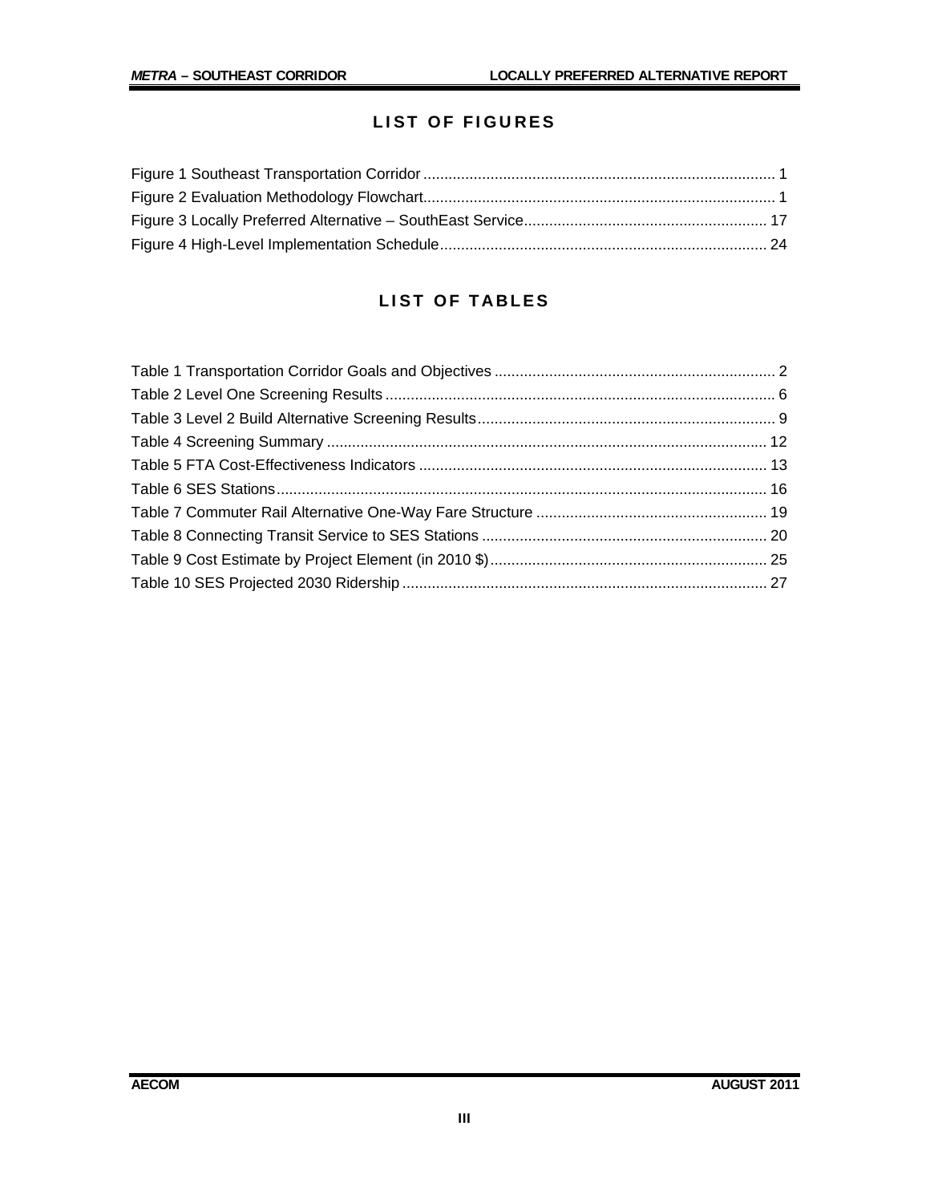## LIST OF FIGURES

Figure 1 Southeast Transportation Corridor ..... 1
Figure 2 Evaluation Methodology Flowchart ..... 1
Figure 3 Locally Preferred Alternative – SouthEast Service ..... 17
Figure 4 High-Level Implementation Schedule ..... 24

## LIST OF TABLES

Table 1 Transportation Corridor Goals and Objectives ..... 2
Table 2 Level One Screening Results ..... 6
Table 3 Level 2 Build Alternative Screening Results ..... 9
Table 4 Screening Summary ..... 12
Table 5 FTA Cost-Effectiveness Indicators ..... 13
Table 6 SES Stations ..... 16
Table 7 Commuter Rail Alternative One-Way Fare Structure ..... 19
Table 8 Connecting Transit Service to SES Stations ..... 20
Table 9 Cost Estimate by Project Element (in 2010 $) ..... 25
Table 10 SES Projected 2030 Ridership ..... 27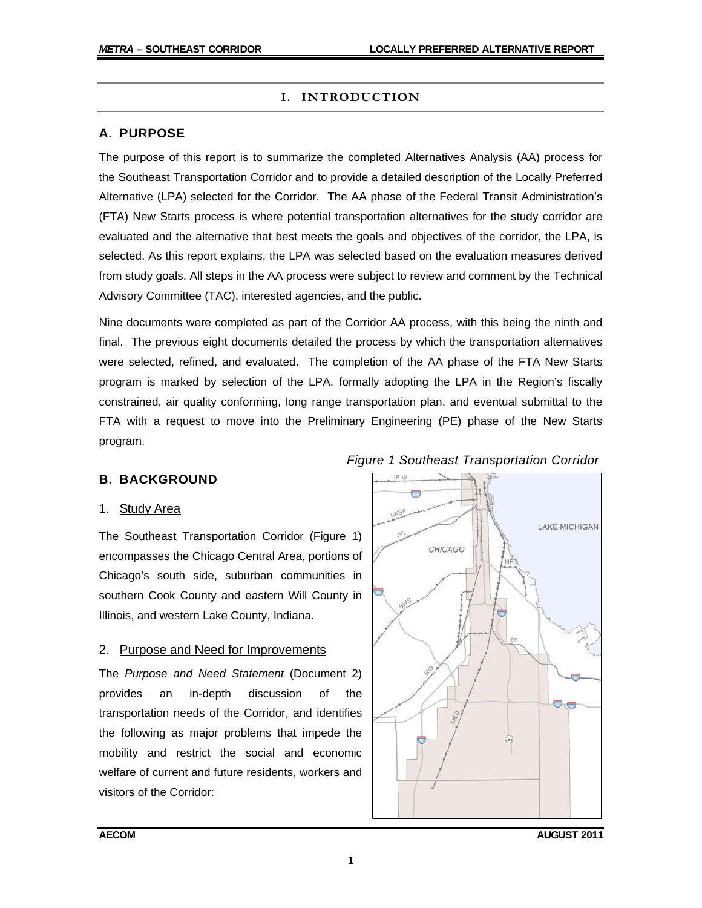# I. INTRODUCTION

## A. PURPOSE

The purpose of this report is to summarize the completed Alternatives Analysis (AA) process for the Southeast Transportation Corridor and to provide a detailed description of the Locally Preferred Alternative (LPA) selected for the Corridor. The AA phase of the Federal Transit Administration's (FTA) New Starts process is where potential transportation alternatives for the study corridor are evaluated and the alternative that best meets the goals and objectives of the corridor, the LPA, is selected. As this report explains, the LPA was selected based on the evaluation measures derived from study goals. All steps in the AA process were subject to review and comment by the Technical Advisory Committee (TAC), interested agencies, and the public.

Nine documents were completed as part of the Corridor AA process, with this being the ninth and final. The previous eight documents detailed the process by which the transportation alternatives were selected, refined, and evaluated. The completion of the AA phase of the FTA New Starts program is marked by selection of the LPA, formally adopting the LPA in the Region's fiscally constrained, air quality conforming, long range transportation plan, and eventual submittal to the FTA with a request to move into the Preliminary Engineering (PE) phase of the New Starts program.

## B. BACKGROUND

### 1. Study Area

The Southeast Transportation Corridor (Figure 1) encompasses the Chicago Central Area, portions of Chicago's south side, suburban communities in southern Cook County and eastern Will County in Illinois, and western Lake County, Indiana.

*Figure 1 Southeast Transportation Corridor*

### 2. Purpose and Need for Improvements

The *Purpose and Need Statement* (Document 2) provides an in-depth discussion of the transportation needs of the Corridor, and identifies the following as major problems that impede the mobility and restrict the social and economic welfare of current and future residents, workers and visitors of the Corridor: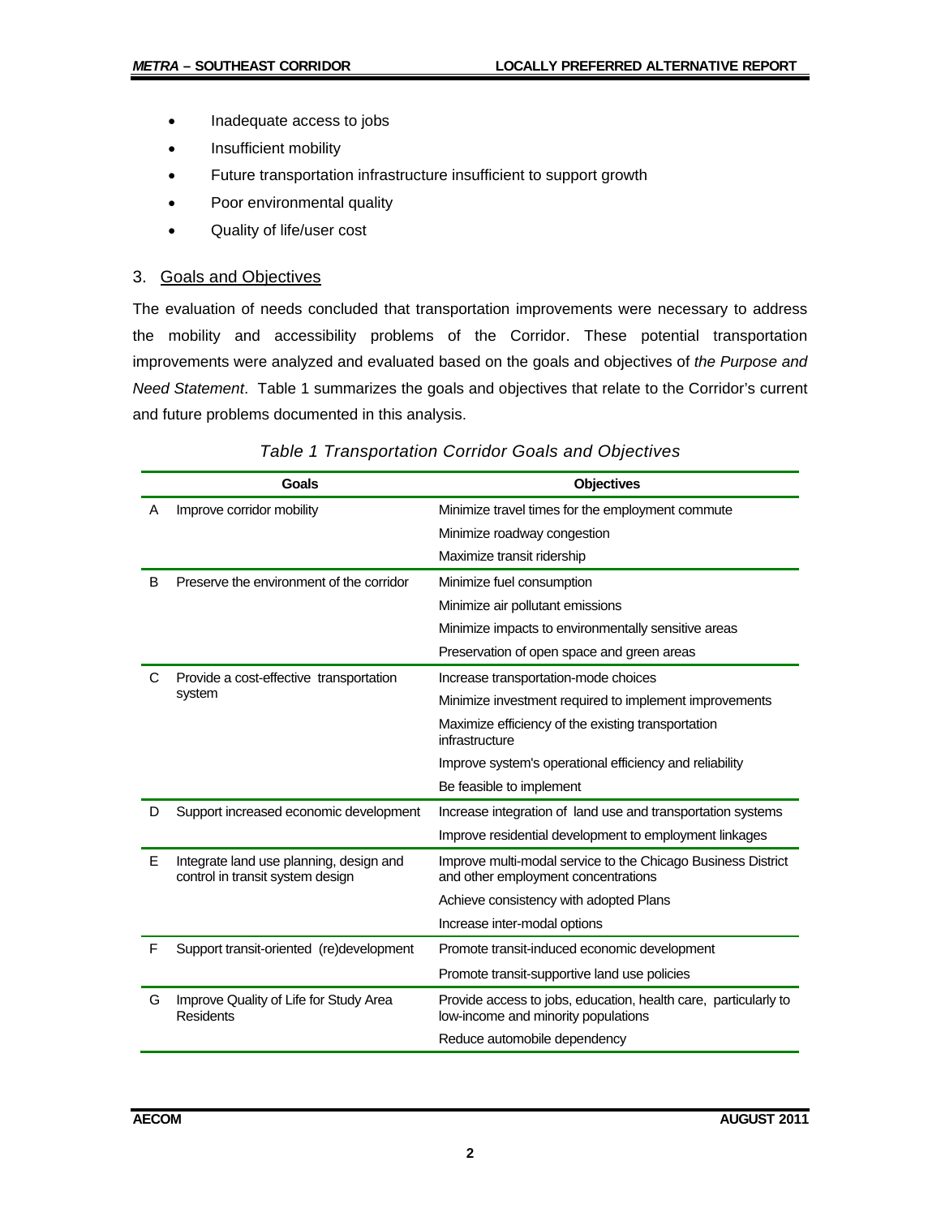- Inadequate access to jobs
- Insufficient mobility
- Future transportation infrastructure insufficient to support growth
- Poor environmental quality
- Quality of life/user cost

## 3. Goals and Objectives

The evaluation of needs concluded that transportation improvements were necessary to address the mobility and accessibility problems of the Corridor. These potential transportation improvements were analyzed and evaluated based on the goals and objectives of *the Purpose and Need Statement*. Table 1 summarizes the goals and objectives that relate to the Corridor's current and future problems documented in this analysis.

*Table 1 Transportation Corridor Goals and Objectives*

| | Goals | Objectives |
|---|---|---|
| A | Improve corridor mobility | Minimize travel times for the employment commute |
| | | Minimize roadway congestion |
| | | Maximize transit ridership |
| B | Preserve the environment of the corridor | Minimize fuel consumption |
| | | Minimize air pollutant emissions |
| | | Minimize impacts to environmentally sensitive areas |
| | | Preservation of open space and green areas |
| C | Provide a cost-effective transportation system | Increase transportation-mode choices |
| | | Minimize investment required to implement improvements |
| | | Maximize efficiency of the existing transportation infrastructure |
| | | Improve system's operational efficiency and reliability |
| | | Be feasible to implement |
| D | Support increased economic development | Increase integration of land use and transportation systems |
| | | Improve residential development to employment linkages |
| E | Integrate land use planning, design and control in transit system design | Improve multi-modal service to the Chicago Business District and other employment concentrations |
| | | Achieve consistency with adopted Plans |
| | | Increase inter-modal options |
| F | Support transit-oriented (re)development | Promote transit-induced economic development |
| | | Promote transit-supportive land use policies |
| G | Improve Quality of Life for Study Area Residents | Provide access to jobs, education, health care, particularly to low-income and minority populations |
| | | Reduce automobile dependency |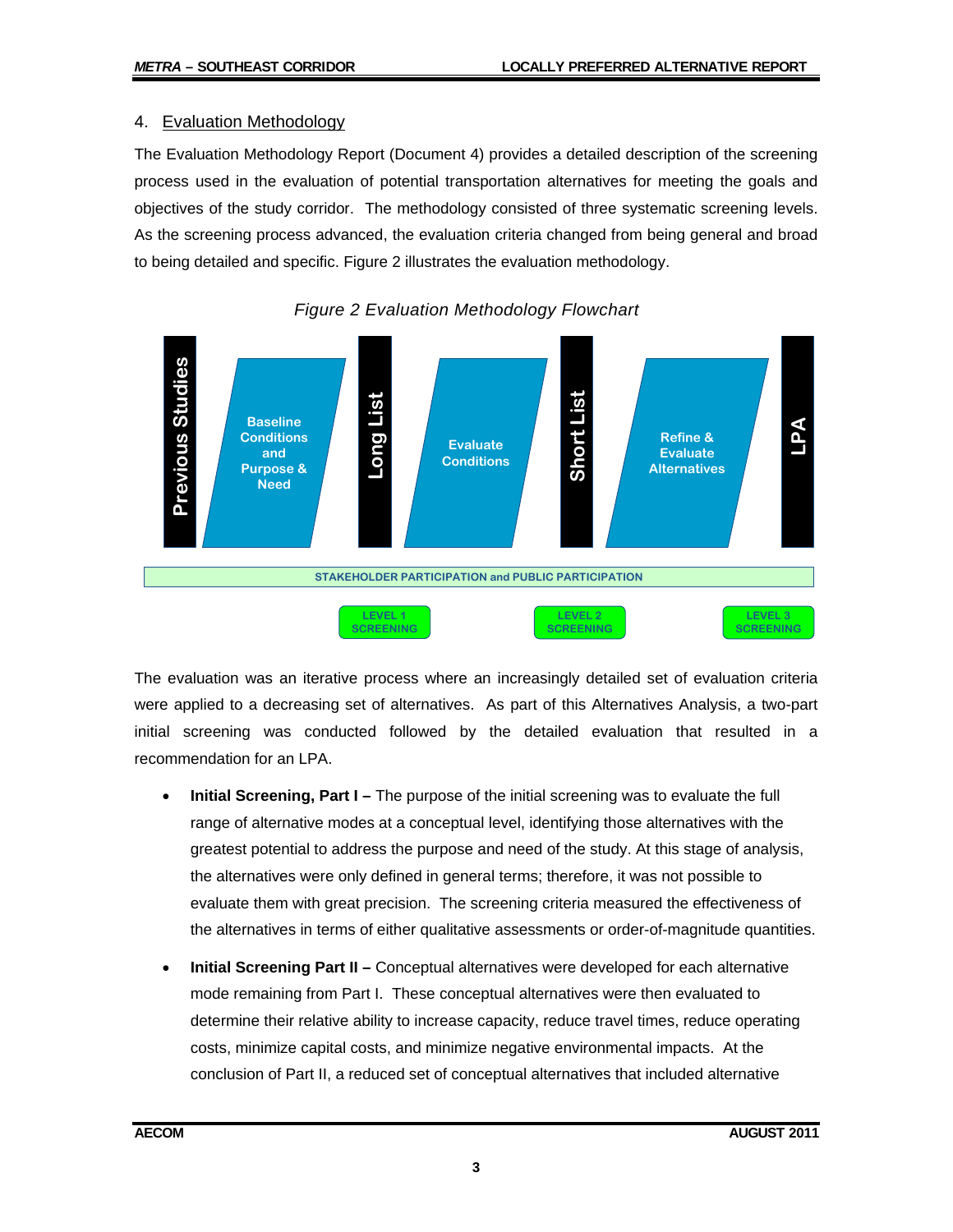## 4. Evaluation Methodology

The Evaluation Methodology Report (Document 4) provides a detailed description of the screening process used in the evaluation of potential transportation alternatives for meeting the goals and objectives of the study corridor. The methodology consisted of three systematic screening levels. As the screening process advanced, the evaluation criteria changed from being general and broad to being detailed and specific. Figure 2 illustrates the evaluation methodology.

*Figure 2 Evaluation Methodology Flowchart*

Previous Studies → Baseline Conditions and Purpose & Need → Long List → Evaluate Conditions → Short List → Refine & Evaluate Alternatives → LPA

STAKEHOLDER PARTICIPATION and PUBLIC PARTICIPATION

LEVEL 1 SCREENING | LEVEL 2 SCREENING | LEVEL 3 SCREENING

The evaluation was an iterative process where an increasingly detailed set of evaluation criteria were applied to a decreasing set of alternatives. As part of this Alternatives Analysis, a two-part initial screening was conducted followed by the detailed evaluation that resulted in a recommendation for an LPA.

- **Initial Screening, Part I –** The purpose of the initial screening was to evaluate the full range of alternative modes at a conceptual level, identifying those alternatives with the greatest potential to address the purpose and need of the study. At this stage of analysis, the alternatives were only defined in general terms; therefore, it was not possible to evaluate them with great precision. The screening criteria measured the effectiveness of the alternatives in terms of either qualitative assessments or order-of-magnitude quantities.
- **Initial Screening Part II –** Conceptual alternatives were developed for each alternative mode remaining from Part I. These conceptual alternatives were then evaluated to determine their relative ability to increase capacity, reduce travel times, reduce operating costs, minimize capital costs, and minimize negative environmental impacts. At the conclusion of Part II, a reduced set of conceptual alternatives that included alternative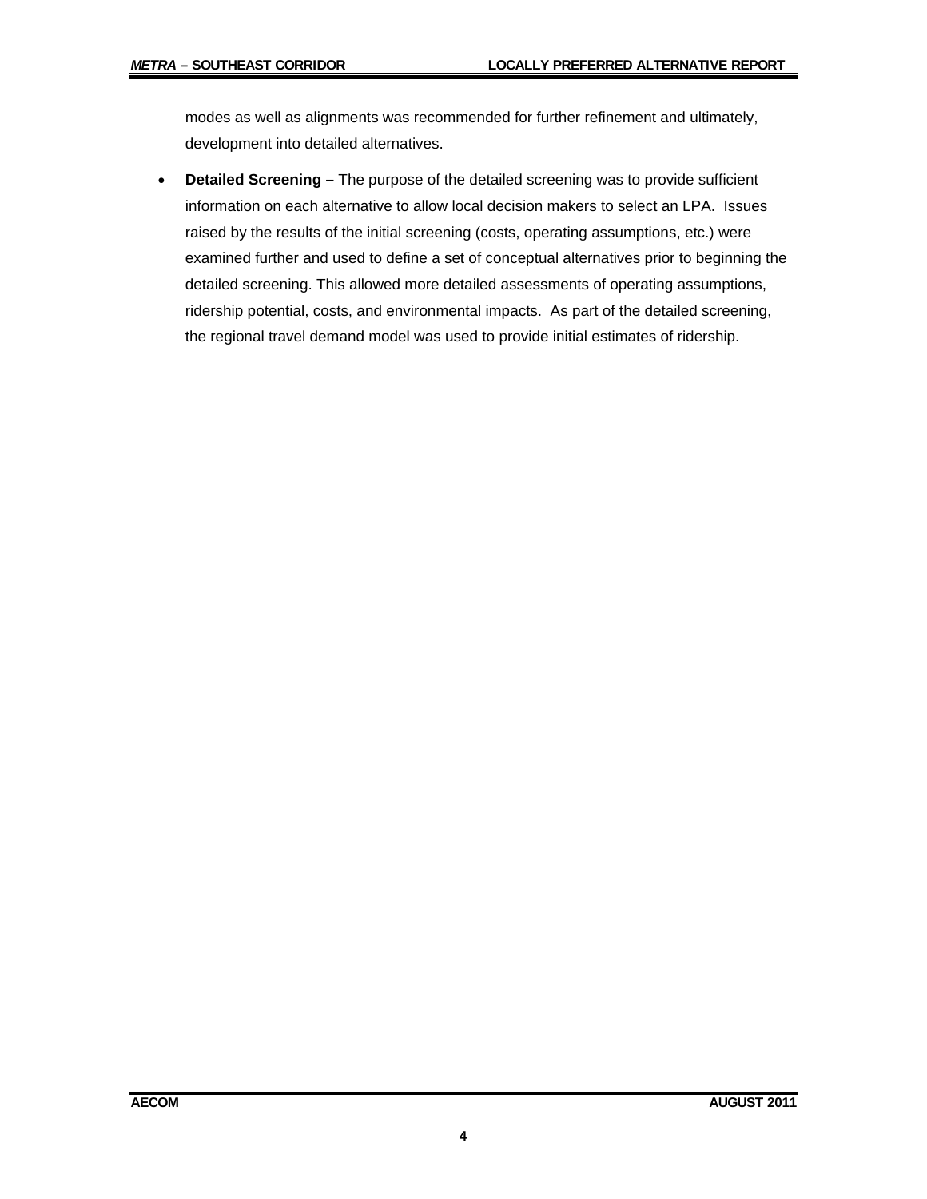modes as well as alignments was recommended for further refinement and ultimately, development into detailed alternatives.

- **Detailed Screening –** The purpose of the detailed screening was to provide sufficient information on each alternative to allow local decision makers to select an LPA. Issues raised by the results of the initial screening (costs, operating assumptions, etc.) were examined further and used to define a set of conceptual alternatives prior to beginning the detailed screening. This allowed more detailed assessments of operating assumptions, ridership potential, costs, and environmental impacts. As part of the detailed screening, the regional travel demand model was used to provide initial estimates of ridership.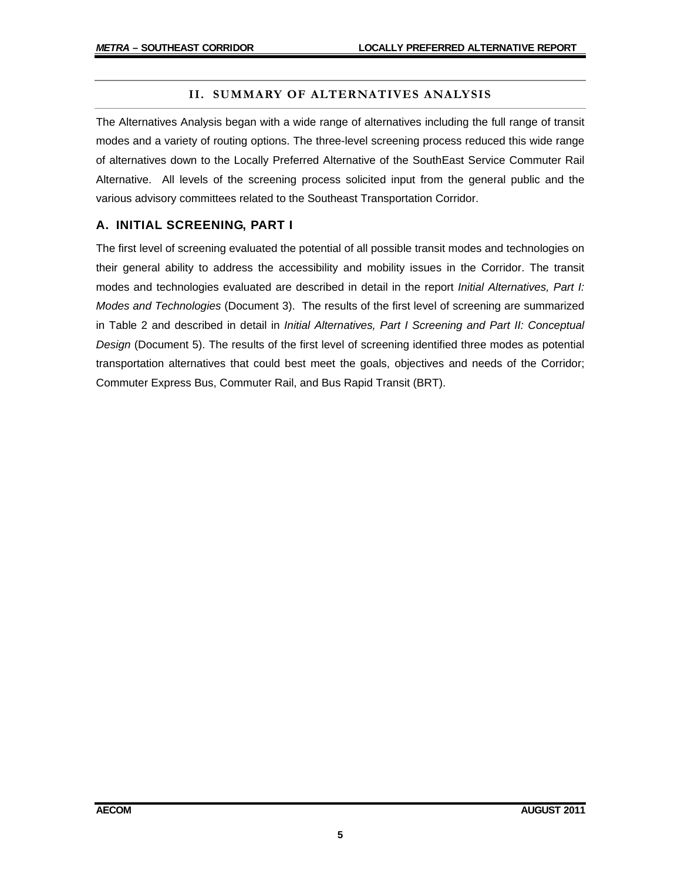## II. SUMMARY OF ALTERNATIVES ANALYSIS

The Alternatives Analysis began with a wide range of alternatives including the full range of transit modes and a variety of routing options. The three-level screening process reduced this wide range of alternatives down to the Locally Preferred Alternative of the SouthEast Service Commuter Rail Alternative. All levels of the screening process solicited input from the general public and the various advisory committees related to the Southeast Transportation Corridor.

### A. INITIAL SCREENING, PART I

The first level of screening evaluated the potential of all possible transit modes and technologies on their general ability to address the accessibility and mobility issues in the Corridor. The transit modes and technologies evaluated are described in detail in the report *Initial Alternatives, Part I: Modes and Technologies* (Document 3). The results of the first level of screening are summarized in Table 2 and described in detail in *Initial Alternatives, Part I Screening and Part II: Conceptual Design* (Document 5). The results of the first level of screening identified three modes as potential transportation alternatives that could best meet the goals, objectives and needs of the Corridor; Commuter Express Bus, Commuter Rail, and Bus Rapid Transit (BRT).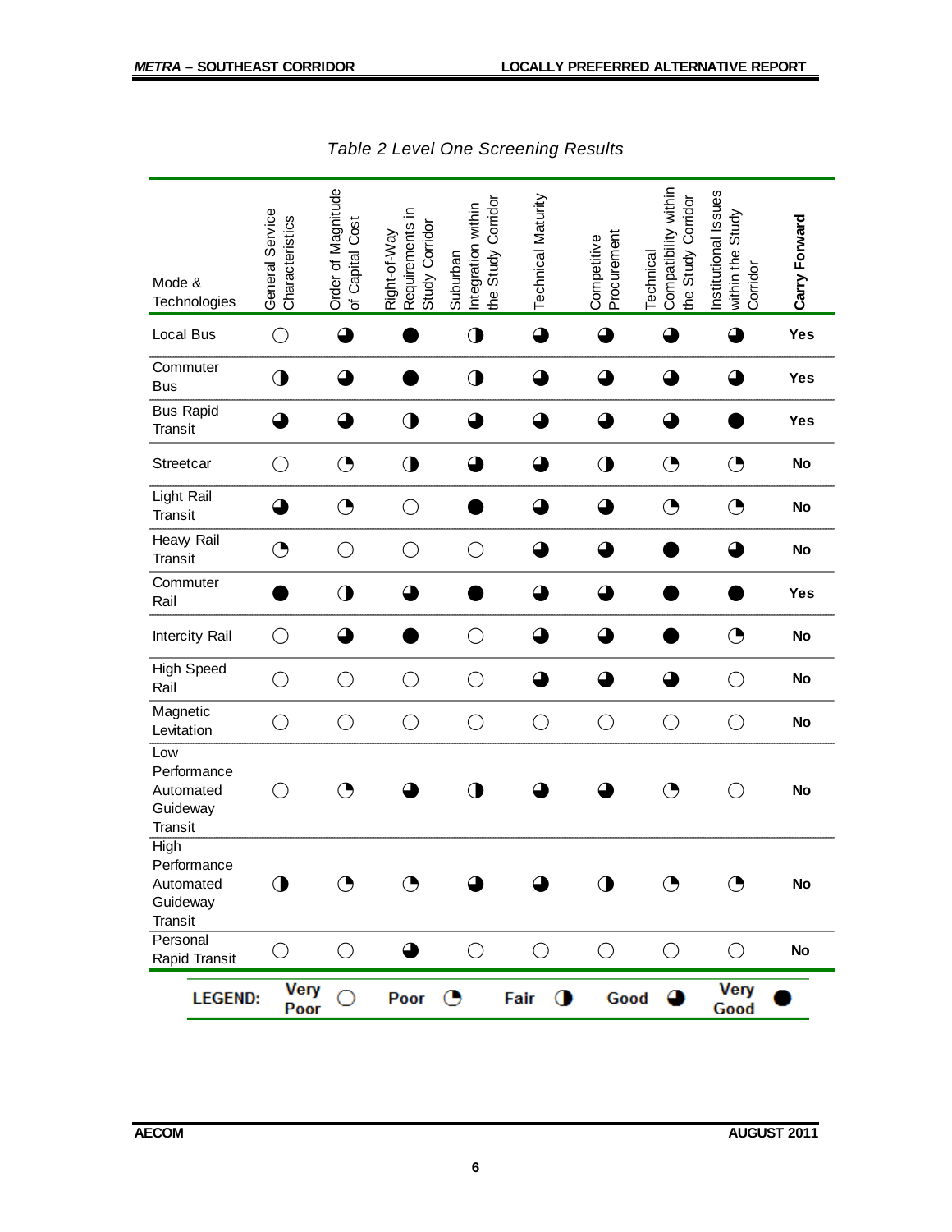*Table 2 Level One Screening Results*

| Mode & Technologies | General Service Characteristics | Order of Magnitude of Capital Cost | Right-of-Way Requirements in Study Corridor | Suburban Integration within the Study Corridor | Technical Maturity | Competitive Procurement | Technical Compatibility within the Study Corridor | Institutional Issues within the Study Corridor | **Carry Forward** |
|---|---|---|---|---|---|---|---|---|---|
| Local Bus | ○ | ◕ | ● | ◑ | ◕ | ◕ | ◕ | ◕ | **Yes** |
| Commuter Bus | ◑ | ◕ | ● | ◑ | ◕ | ◕ | ◕ | ◕ | **Yes** |
| Bus Rapid Transit | ◕ | ◕ | ◑ | ◕ | ◕ | ◕ | ◕ | ● | **Yes** |
| Streetcar | ○ | ◔ | ◑ | ◕ | ◕ | ◑ | ◔ | ◔ | **No** |
| Light Rail Transit | ◕ | ◔ | ○ | ● | ◕ | ◕ | ◔ | ◔ | **No** |
| Heavy Rail Transit | ◔ | ○ | ○ | ○ | ◕ | ◕ | ● | ◕ | **No** |
| Commuter Rail | ● | ◑ | ◕ | ● | ◕ | ◕ | ● | ● | **Yes** |
| Intercity Rail | ○ | ◕ | ● | ○ | ◕ | ◕ | ● | ◔ | **No** |
| High Speed Rail | ○ | ○ | ○ | ○ | ◕ | ◕ | ◕ | ○ | **No** |
| Magnetic Levitation | ○ | ○ | ○ | ○ | ○ | ○ | ○ | ○ | **No** |
| Low Performance Automated Guideway Transit | ○ | ◔ | ◕ | ◑ | ◕ | ◕ | ◔ | ○ | **No** |
| High Performance Automated Guideway Transit | ◑ | ◔ | ◔ | ◕ | ◕ | ◑ | ◔ | ◔ | **No** |
| Personal Rapid Transit | ○ | ○ | ◕ | ○ | ○ | ○ | ○ | ○ | **No** |

**LEGEND:** **Very Poor** ○ **Poor** ◔ **Fair** ◑ **Good** ◕ **Very Good** ●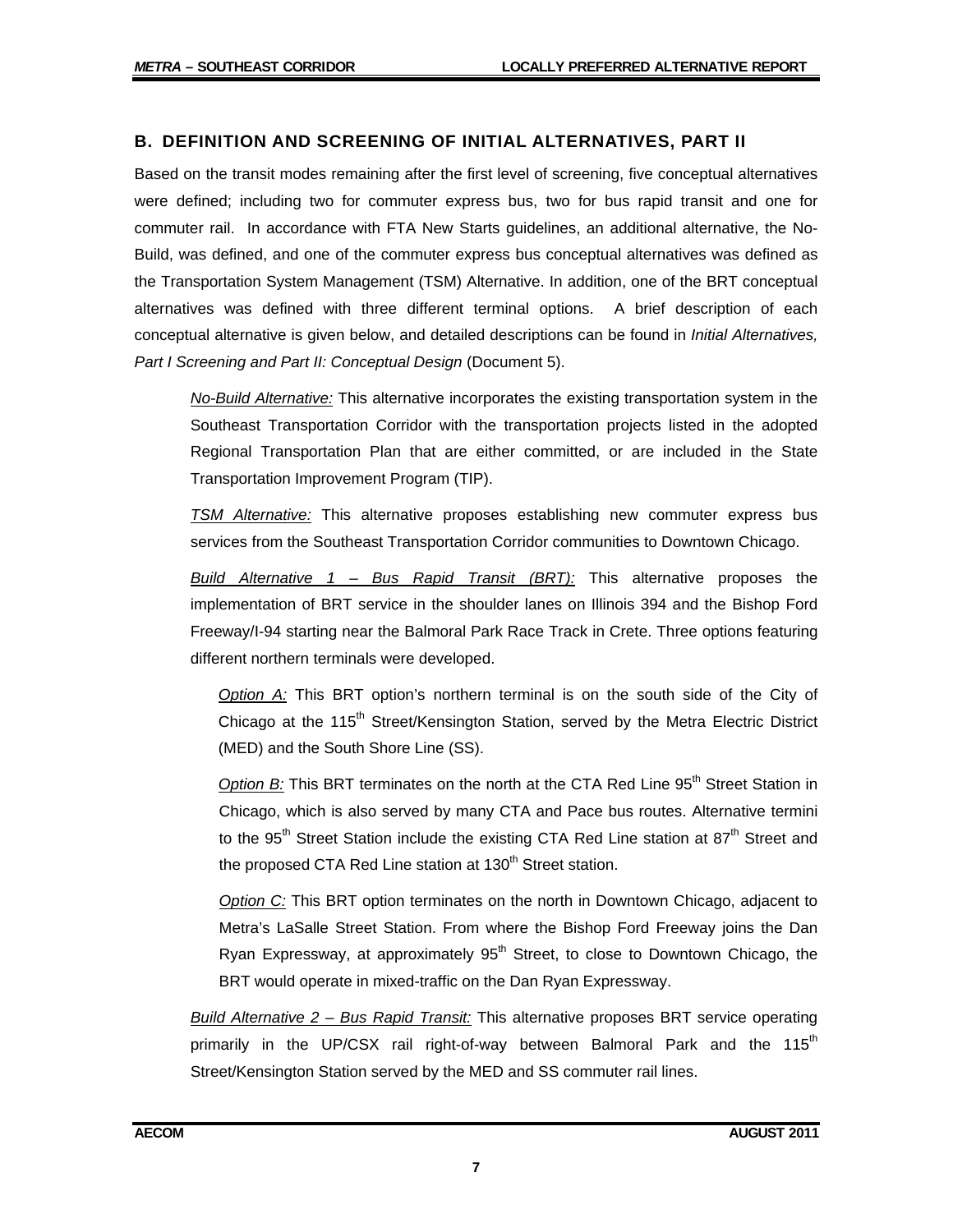## B. DEFINITION AND SCREENING OF INITIAL ALTERNATIVES, PART II

Based on the transit modes remaining after the first level of screening, five conceptual alternatives were defined; including two for commuter express bus, two for bus rapid transit and one for commuter rail. In accordance with FTA New Starts guidelines, an additional alternative, the No-Build, was defined, and one of the commuter express bus conceptual alternatives was defined as the Transportation System Management (TSM) Alternative. In addition, one of the BRT conceptual alternatives was defined with three different terminal options. A brief description of each conceptual alternative is given below, and detailed descriptions can be found in *Initial Alternatives, Part I Screening and Part II: Conceptual Design* (Document 5).

*No-Build Alternative:* This alternative incorporates the existing transportation system in the Southeast Transportation Corridor with the transportation projects listed in the adopted Regional Transportation Plan that are either committed, or are included in the State Transportation Improvement Program (TIP).

*TSM Alternative:* This alternative proposes establishing new commuter express bus services from the Southeast Transportation Corridor communities to Downtown Chicago.

*Build Alternative 1 – Bus Rapid Transit (BRT):* This alternative proposes the implementation of BRT service in the shoulder lanes on Illinois 394 and the Bishop Ford Freeway/I-94 starting near the Balmoral Park Race Track in Crete. Three options featuring different northern terminals were developed.

*Option A:* This BRT option's northern terminal is on the south side of the City of Chicago at the 115th Street/Kensington Station, served by the Metra Electric District (MED) and the South Shore Line (SS).

*Option B:* This BRT terminates on the north at the CTA Red Line 95th Street Station in Chicago, which is also served by many CTA and Pace bus routes. Alternative termini to the 95th Street Station include the existing CTA Red Line station at 87th Street and the proposed CTA Red Line station at 130th Street station.

*Option C:* This BRT option terminates on the north in Downtown Chicago, adjacent to Metra's LaSalle Street Station. From where the Bishop Ford Freeway joins the Dan Ryan Expressway, at approximately 95th Street, to close to Downtown Chicago, the BRT would operate in mixed-traffic on the Dan Ryan Expressway.

*Build Alternative 2 – Bus Rapid Transit:* This alternative proposes BRT service operating primarily in the UP/CSX rail right-of-way between Balmoral Park and the 115th Street/Kensington Station served by the MED and SS commuter rail lines.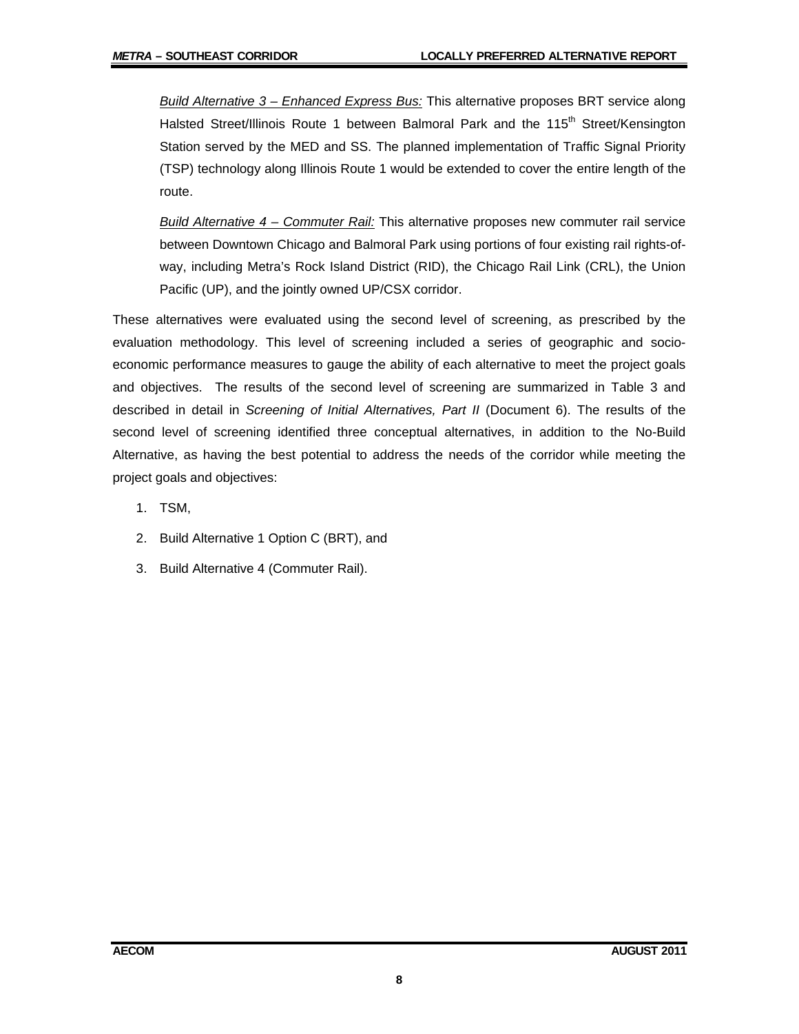*Build Alternative 3 – Enhanced Express Bus:* This alternative proposes BRT service along Halsted Street/Illinois Route 1 between Balmoral Park and the 115th Street/Kensington Station served by the MED and SS. The planned implementation of Traffic Signal Priority (TSP) technology along Illinois Route 1 would be extended to cover the entire length of the route.

*Build Alternative 4 – Commuter Rail:* This alternative proposes new commuter rail service between Downtown Chicago and Balmoral Park using portions of four existing rail rights-of-way, including Metra's Rock Island District (RID), the Chicago Rail Link (CRL), the Union Pacific (UP), and the jointly owned UP/CSX corridor.

These alternatives were evaluated using the second level of screening, as prescribed by the evaluation methodology. This level of screening included a series of geographic and socio-economic performance measures to gauge the ability of each alternative to meet the project goals and objectives. The results of the second level of screening are summarized in Table 3 and described in detail in *Screening of Initial Alternatives, Part II* (Document 6). The results of the second level of screening identified three conceptual alternatives, in addition to the No-Build Alternative, as having the best potential to address the needs of the corridor while meeting the project goals and objectives:

1. TSM,
2. Build Alternative 1 Option C (BRT), and
3. Build Alternative 4 (Commuter Rail).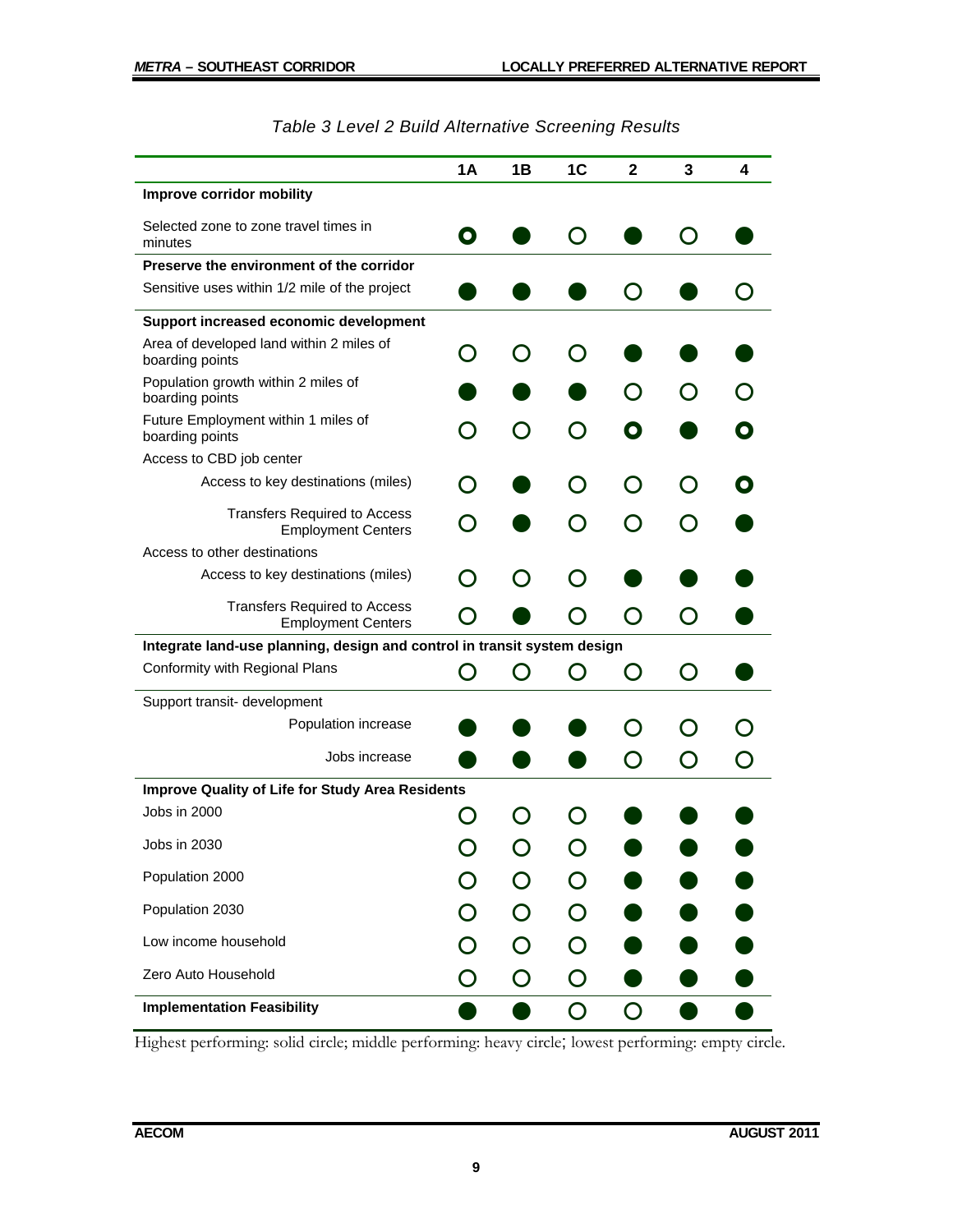*Table 3 Level 2 Build Alternative Screening Results*

| | 1A | 1B | 1C | 2 | 3 | 4 |
|---|---|---|---|---|---|---|
| **Improve corridor mobility** | | | | | | |
| Selected zone to zone travel times in minutes | ◉ | ● | ○ | ● | ○ | ● |
| **Preserve the environment of the corridor** | | | | | | |
| Sensitive uses within 1/2 mile of the project | ● | ● | ● | ○ | ● | ○ |
| **Support increased economic development** | | | | | | |
| Area of developed land within 2 miles of boarding points | ○ | ○ | ○ | ● | ● | ● |
| Population growth within 2 miles of boarding points | ● | ● | ● | ○ | ○ | ○ |
| Future Employment within 1 miles of boarding points | ○ | ○ | ○ | ◉ | ● | ◉ |
| Access to CBD job center | | | | | | |
| Access to key destinations (miles) | ○ | ● | ○ | ○ | ○ | ◉ |
| Transfers Required to Access Employment Centers | ○ | ● | ○ | ○ | ○ | ● |
| Access to other destinations | | | | | | |
| Access to key destinations (miles) | ○ | ○ | ○ | ● | ● | ● |
| Transfers Required to Access Employment Centers | ○ | ● | ○ | ○ | ○ | ● |
| **Integrate land-use planning, design and control in transit system design** | | | | | | |
| Conformity with Regional Plans | ○ | ○ | ○ | ○ | ○ | ● |
| Support transit- development | | | | | | |
| Population increase | ● | ● | ● | ○ | ○ | ○ |
| Jobs increase | ● | ● | ● | ○ | ○ | ○ |
| **Improve Quality of Life for Study Area Residents** | | | | | | |
| Jobs in 2000 | ○ | ○ | ○ | ● | ● | ● |
| Jobs in 2030 | ○ | ○ | ○ | ● | ● | ● |
| Population 2000 | ○ | ○ | ○ | ● | ● | ● |
| Population 2030 | ○ | ○ | ○ | ● | ● | ● |
| Low income household | ○ | ○ | ○ | ● | ● | ● |
| Zero Auto Household | ○ | ○ | ○ | ● | ● | ● |
| **Implementation Feasibility** | ● | ● | ○ | ○ | ● | ● |

Highest performing: solid circle; middle performing: heavy circle; lowest performing: empty circle.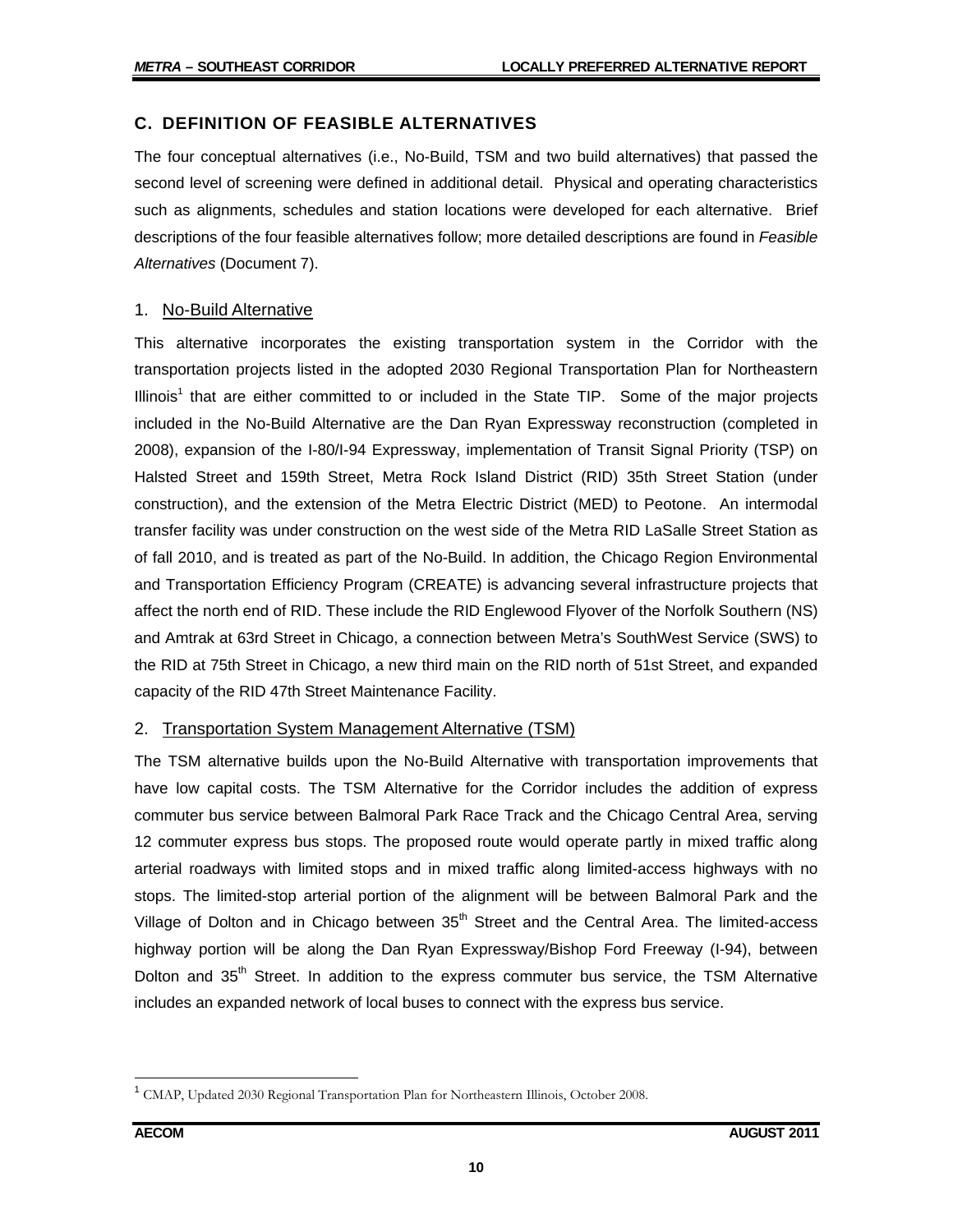## C. DEFINITION OF FEASIBLE ALTERNATIVES

The four conceptual alternatives (i.e., No-Build, TSM and two build alternatives) that passed the second level of screening were defined in additional detail. Physical and operating characteristics such as alignments, schedules and station locations were developed for each alternative. Brief descriptions of the four feasible alternatives follow; more detailed descriptions are found in *Feasible Alternatives* (Document 7).

### 1. No-Build Alternative

This alternative incorporates the existing transportation system in the Corridor with the transportation projects listed in the adopted 2030 Regional Transportation Plan for Northeastern Illinois[1] that are either committed to or included in the State TIP. Some of the major projects included in the No-Build Alternative are the Dan Ryan Expressway reconstruction (completed in 2008), expansion of the I-80/I-94 Expressway, implementation of Transit Signal Priority (TSP) on Halsted Street and 159th Street, Metra Rock Island District (RID) 35th Street Station (under construction), and the extension of the Metra Electric District (MED) to Peotone. An intermodal transfer facility was under construction on the west side of the Metra RID LaSalle Street Station as of fall 2010, and is treated as part of the No-Build. In addition, the Chicago Region Environmental and Transportation Efficiency Program (CREATE) is advancing several infrastructure projects that affect the north end of RID. These include the RID Englewood Flyover of the Norfolk Southern (NS) and Amtrak at 63rd Street in Chicago, a connection between Metra's SouthWest Service (SWS) to the RID at 75th Street in Chicago, a new third main on the RID north of 51st Street, and expanded capacity of the RID 47th Street Maintenance Facility.

### 2. Transportation System Management Alternative (TSM)

The TSM alternative builds upon the No-Build Alternative with transportation improvements that have low capital costs. The TSM Alternative for the Corridor includes the addition of express commuter bus service between Balmoral Park Race Track and the Chicago Central Area, serving 12 commuter express bus stops. The proposed route would operate partly in mixed traffic along arterial roadways with limited stops and in mixed traffic along limited-access highways with no stops. The limited-stop arterial portion of the alignment will be between Balmoral Park and the Village of Dolton and in Chicago between 35th Street and the Central Area. The limited-access highway portion will be along the Dan Ryan Expressway/Bishop Ford Freeway (I-94), between Dolton and 35th Street. In addition to the express commuter bus service, the TSM Alternative includes an expanded network of local buses to connect with the express bus service.

---

[1] CMAP, Updated 2030 Regional Transportation Plan for Northeastern Illinois, October 2008.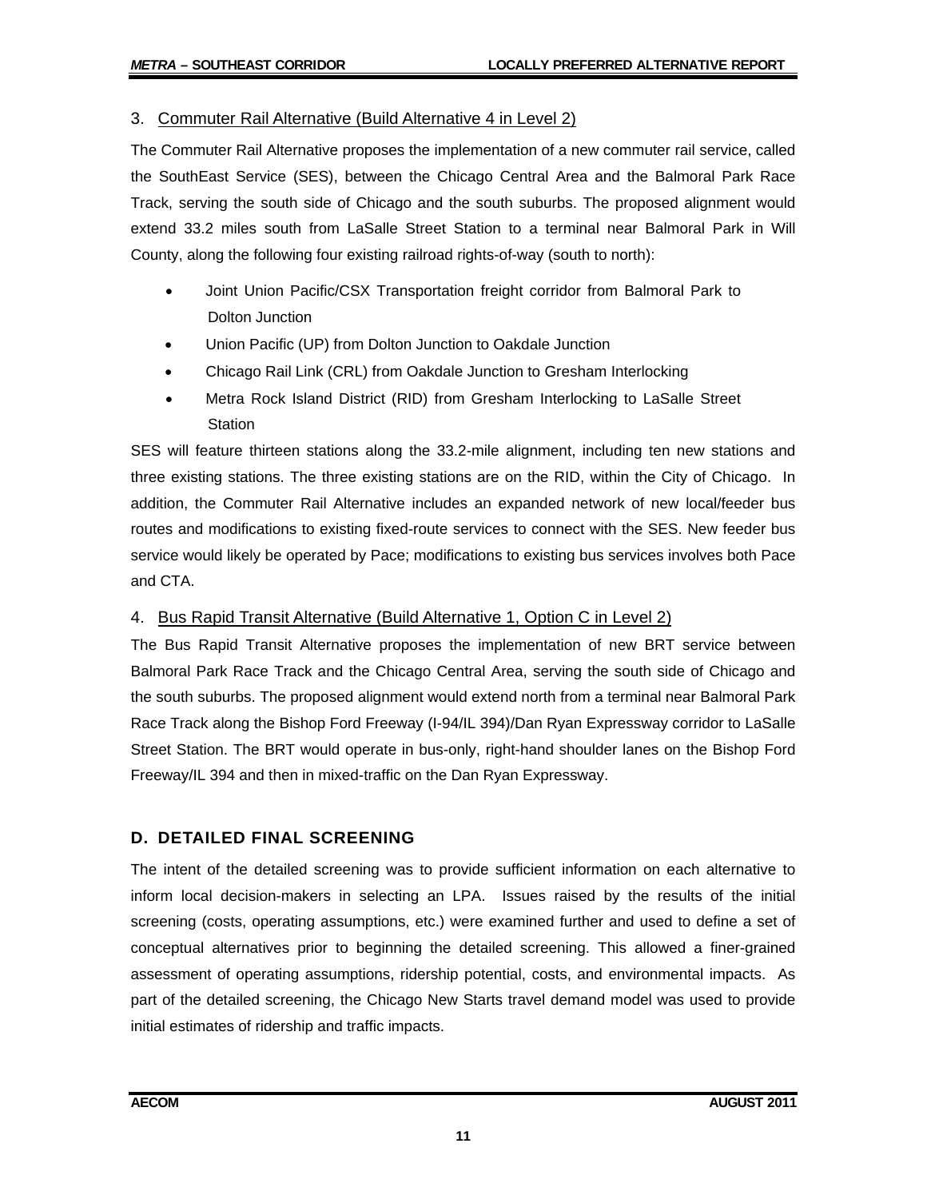### 3. Commuter Rail Alternative (Build Alternative 4 in Level 2)

The Commuter Rail Alternative proposes the implementation of a new commuter rail service, called the SouthEast Service (SES), between the Chicago Central Area and the Balmoral Park Race Track, serving the south side of Chicago and the south suburbs. The proposed alignment would extend 33.2 miles south from LaSalle Street Station to a terminal near Balmoral Park in Will County, along the following four existing railroad rights-of-way (south to north):

- Joint Union Pacific/CSX Transportation freight corridor from Balmoral Park to Dolton Junction
- Union Pacific (UP) from Dolton Junction to Oakdale Junction
- Chicago Rail Link (CRL) from Oakdale Junction to Gresham Interlocking
- Metra Rock Island District (RID) from Gresham Interlocking to LaSalle Street Station

SES will feature thirteen stations along the 33.2-mile alignment, including ten new stations and three existing stations. The three existing stations are on the RID, within the City of Chicago. In addition, the Commuter Rail Alternative includes an expanded network of new local/feeder bus routes and modifications to existing fixed-route services to connect with the SES. New feeder bus service would likely be operated by Pace; modifications to existing bus services involves both Pace and CTA.

### 4. Bus Rapid Transit Alternative (Build Alternative 1, Option C in Level 2)

The Bus Rapid Transit Alternative proposes the implementation of new BRT service between Balmoral Park Race Track and the Chicago Central Area, serving the south side of Chicago and the south suburbs. The proposed alignment would extend north from a terminal near Balmoral Park Race Track along the Bishop Ford Freeway (I-94/IL 394)/Dan Ryan Expressway corridor to LaSalle Street Station. The BRT would operate in bus-only, right-hand shoulder lanes on the Bishop Ford Freeway/IL 394 and then in mixed-traffic on the Dan Ryan Expressway.

## D. DETAILED FINAL SCREENING

The intent of the detailed screening was to provide sufficient information on each alternative to inform local decision-makers in selecting an LPA. Issues raised by the results of the initial screening (costs, operating assumptions, etc.) were examined further and used to define a set of conceptual alternatives prior to beginning the detailed screening. This allowed a finer-grained assessment of operating assumptions, ridership potential, costs, and environmental impacts. As part of the detailed screening, the Chicago New Starts travel demand model was used to provide initial estimates of ridership and traffic impacts.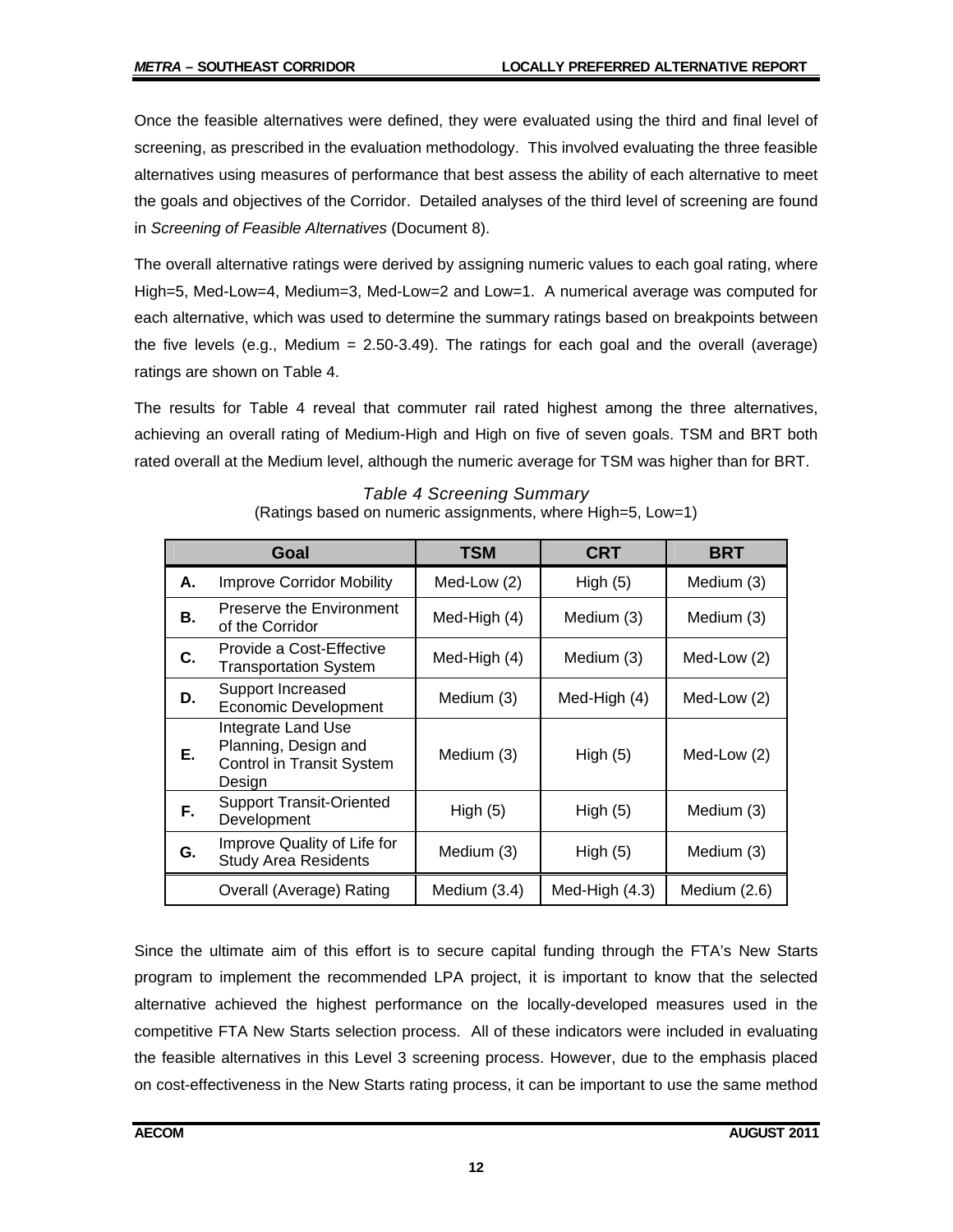Once the feasible alternatives were defined, they were evaluated using the third and final level of screening, as prescribed in the evaluation methodology. This involved evaluating the three feasible alternatives using measures of performance that best assess the ability of each alternative to meet the goals and objectives of the Corridor. Detailed analyses of the third level of screening are found in *Screening of Feasible Alternatives* (Document 8).

The overall alternative ratings were derived by assigning numeric values to each goal rating, where High=5, Med-Low=4, Medium=3, Med-Low=2 and Low=1. A numerical average was computed for each alternative, which was used to determine the summary ratings based on breakpoints between the five levels (e.g., Medium = 2.50-3.49). The ratings for each goal and the overall (average) ratings are shown on Table 4.

The results for Table 4 reveal that commuter rail rated highest among the three alternatives, achieving an overall rating of Medium-High and High on five of seven goals. TSM and BRT both rated overall at the Medium level, although the numeric average for TSM was higher than for BRT.

*Table 4 Screening Summary*

(Ratings based on numeric assignments, where High=5, Low=1)

| | Goal | TSM | CRT | BRT |
|---|---|---|---|---|
| **A.** | Improve Corridor Mobility | Med-Low (2) | High (5) | Medium (3) |
| **B.** | Preserve the Environment of the Corridor | Med-High (4) | Medium (3) | Medium (3) |
| **C.** | Provide a Cost-Effective Transportation System | Med-High (4) | Medium (3) | Med-Low (2) |
| **D.** | Support Increased Economic Development | Medium (3) | Med-High (4) | Med-Low (2) |
| **E.** | Integrate Land Use Planning, Design and Control in Transit System Design | Medium (3) | High (5) | Med-Low (2) |
| **F.** | Support Transit-Oriented Development | High (5) | High (5) | Medium (3) |
| **G.** | Improve Quality of Life for Study Area Residents | Medium (3) | High (5) | Medium (3) |
| | Overall (Average) Rating | Medium (3.4) | Med-High (4.3) | Medium (2.6) |

Since the ultimate aim of this effort is to secure capital funding through the FTA's New Starts program to implement the recommended LPA project, it is important to know that the selected alternative achieved the highest performance on the locally-developed measures used in the competitive FTA New Starts selection process. All of these indicators were included in evaluating the feasible alternatives in this Level 3 screening process. However, due to the emphasis placed on cost-effectiveness in the New Starts rating process, it can be important to use the same method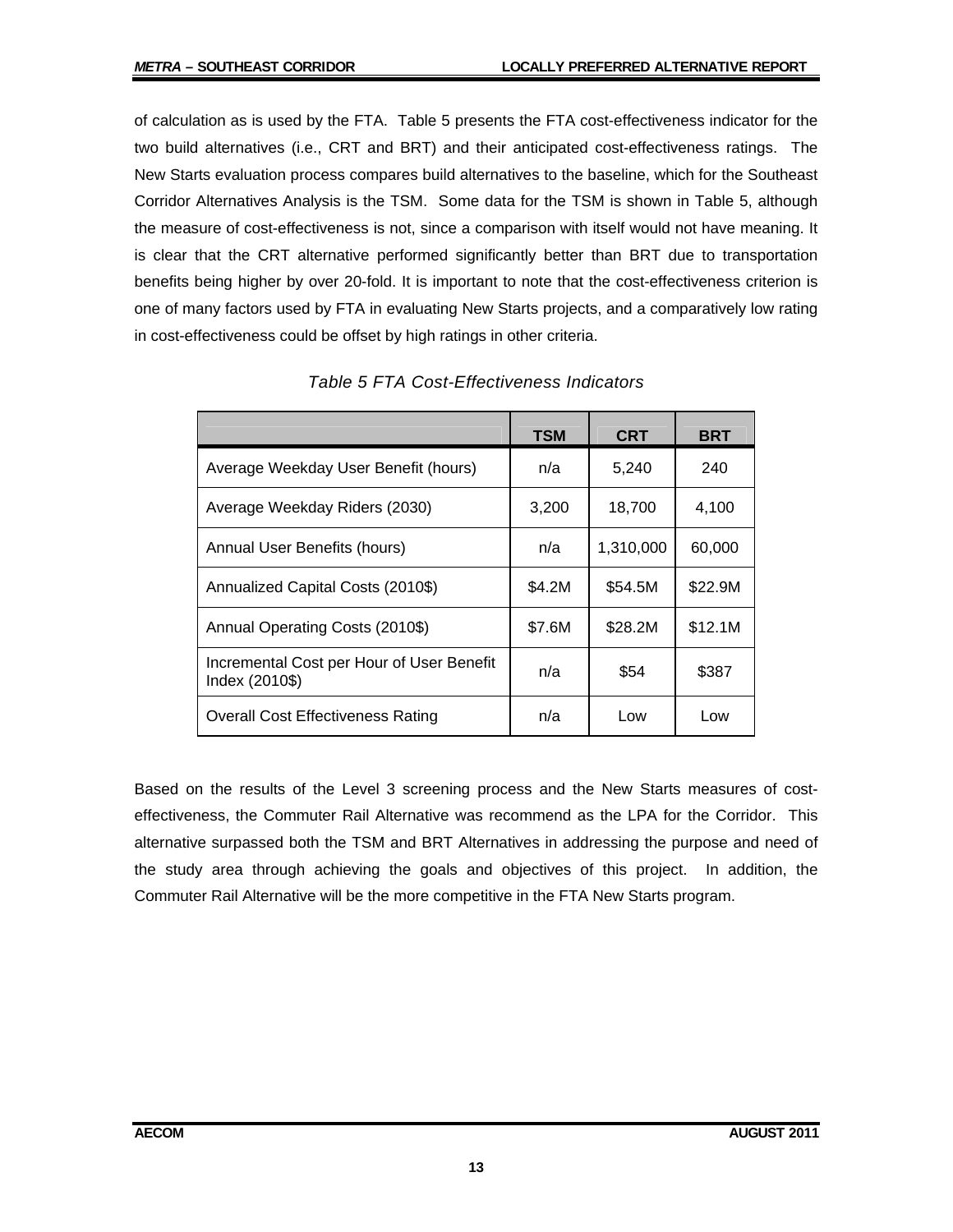of calculation as is used by the FTA. Table 5 presents the FTA cost-effectiveness indicator for the two build alternatives (i.e., CRT and BRT) and their anticipated cost-effectiveness ratings. The New Starts evaluation process compares build alternatives to the baseline, which for the Southeast Corridor Alternatives Analysis is the TSM. Some data for the TSM is shown in Table 5, although the measure of cost-effectiveness is not, since a comparison with itself would not have meaning. It is clear that the CRT alternative performed significantly better than BRT due to transportation benefits being higher by over 20-fold. It is important to note that the cost-effectiveness criterion is one of many factors used by FTA in evaluating New Starts projects, and a comparatively low rating in cost-effectiveness could be offset by high ratings in other criteria.

*Table 5 FTA Cost-Effectiveness Indicators*

| | TSM | CRT | BRT |
|---|---|---|---|
| Average Weekday User Benefit (hours) | n/a | 5,240 | 240 |
| Average Weekday Riders (2030) | 3,200 | 18,700 | 4,100 |
| Annual User Benefits (hours) | n/a | 1,310,000 | 60,000 |
| Annualized Capital Costs (2010$) | $4.2M | $54.5M | $22.9M |
| Annual Operating Costs (2010$) | $7.6M | $28.2M | $12.1M |
| Incremental Cost per Hour of User Benefit Index (2010$) | n/a | $54 | $387 |
| Overall Cost Effectiveness Rating | n/a | Low | Low |

Based on the results of the Level 3 screening process and the New Starts measures of cost-effectiveness, the Commuter Rail Alternative was recommend as the LPA for the Corridor. This alternative surpassed both the TSM and BRT Alternatives in addressing the purpose and need of the study area through achieving the goals and objectives of this project. In addition, the Commuter Rail Alternative will be the more competitive in the FTA New Starts program.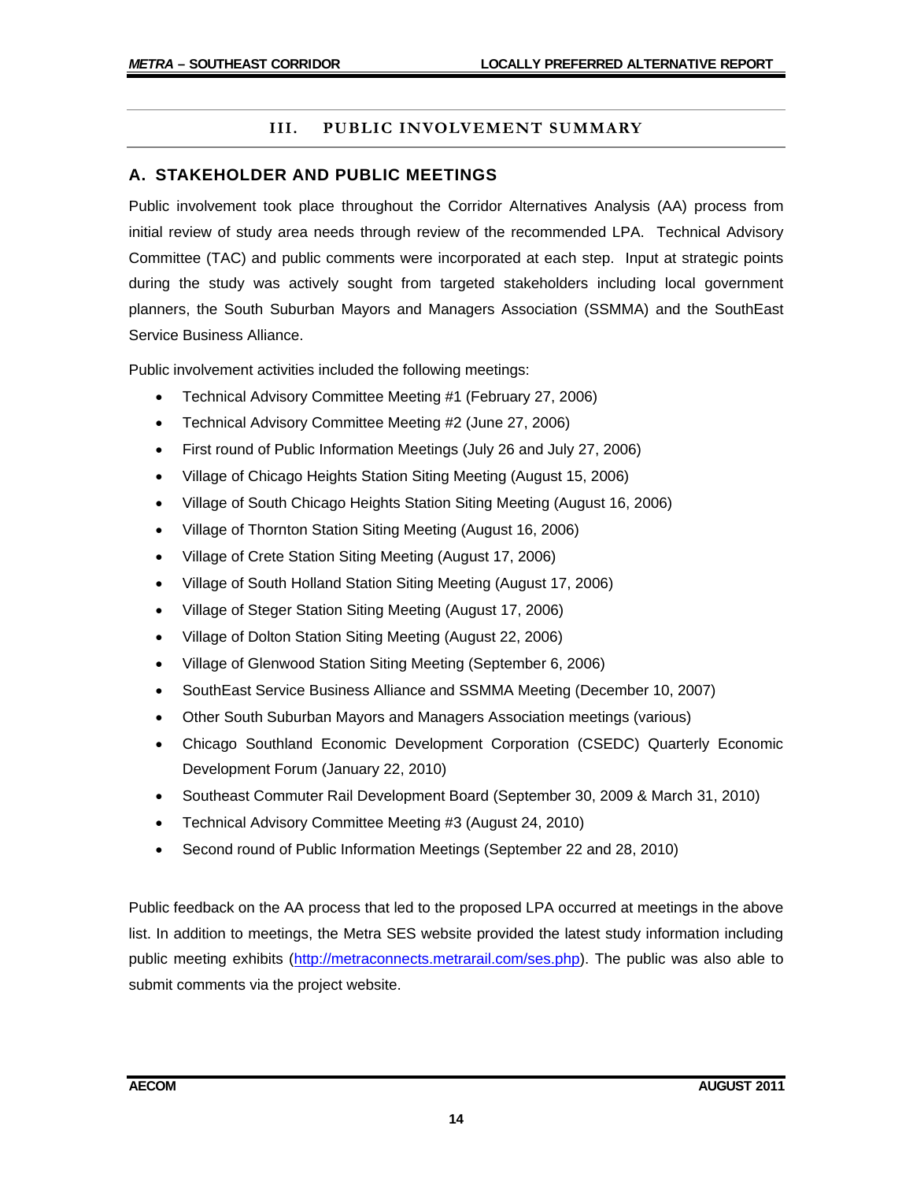## III. PUBLIC INVOLVEMENT SUMMARY

### A. STAKEHOLDER AND PUBLIC MEETINGS

Public involvement took place throughout the Corridor Alternatives Analysis (AA) process from initial review of study area needs through review of the recommended LPA. Technical Advisory Committee (TAC) and public comments were incorporated at each step. Input at strategic points during the study was actively sought from targeted stakeholders including local government planners, the South Suburban Mayors and Managers Association (SSMMA) and the SouthEast Service Business Alliance.

Public involvement activities included the following meetings:

- Technical Advisory Committee Meeting #1 (February 27, 2006)
- Technical Advisory Committee Meeting #2 (June 27, 2006)
- First round of Public Information Meetings (July 26 and July 27, 2006)
- Village of Chicago Heights Station Siting Meeting (August 15, 2006)
- Village of South Chicago Heights Station Siting Meeting (August 16, 2006)
- Village of Thornton Station Siting Meeting (August 16, 2006)
- Village of Crete Station Siting Meeting (August 17, 2006)
- Village of South Holland Station Siting Meeting (August 17, 2006)
- Village of Steger Station Siting Meeting (August 17, 2006)
- Village of Dolton Station Siting Meeting (August 22, 2006)
- Village of Glenwood Station Siting Meeting (September 6, 2006)
- SouthEast Service Business Alliance and SSMMA Meeting (December 10, 2007)
- Other South Suburban Mayors and Managers Association meetings (various)
- Chicago Southland Economic Development Corporation (CSEDC) Quarterly Economic Development Forum (January 22, 2010)
- Southeast Commuter Rail Development Board (September 30, 2009 & March 31, 2010)
- Technical Advisory Committee Meeting #3 (August 24, 2010)
- Second round of Public Information Meetings (September 22 and 28, 2010)

Public feedback on the AA process that led to the proposed LPA occurred at meetings in the above list. In addition to meetings, the Metra SES website provided the latest study information including public meeting exhibits (http://metraconnects.metrarail.com/ses.php). The public was also able to submit comments via the project website.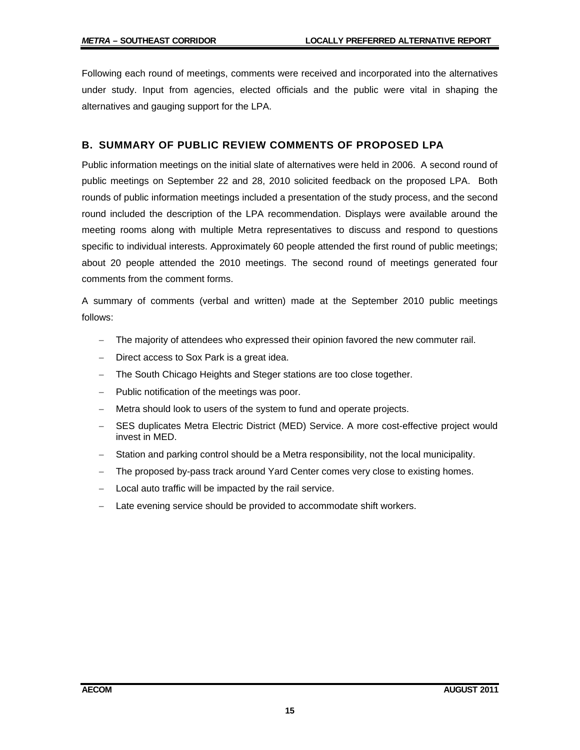Following each round of meetings, comments were received and incorporated into the alternatives under study. Input from agencies, elected officials and the public were vital in shaping the alternatives and gauging support for the LPA.

## B. SUMMARY OF PUBLIC REVIEW COMMENTS OF PROPOSED LPA

Public information meetings on the initial slate of alternatives were held in 2006. A second round of public meetings on September 22 and 28, 2010 solicited feedback on the proposed LPA. Both rounds of public information meetings included a presentation of the study process, and the second round included the description of the LPA recommendation. Displays were available around the meeting rooms along with multiple Metra representatives to discuss and respond to questions specific to individual interests. Approximately 60 people attended the first round of public meetings; about 20 people attended the 2010 meetings. The second round of meetings generated four comments from the comment forms.

A summary of comments (verbal and written) made at the September 2010 public meetings follows:

- The majority of attendees who expressed their opinion favored the new commuter rail.
- Direct access to Sox Park is a great idea.
- The South Chicago Heights and Steger stations are too close together.
- Public notification of the meetings was poor.
- Metra should look to users of the system to fund and operate projects.
- SES duplicates Metra Electric District (MED) Service. A more cost-effective project would invest in MED.
- Station and parking control should be a Metra responsibility, not the local municipality.
- The proposed by-pass track around Yard Center comes very close to existing homes.
- Local auto traffic will be impacted by the rail service.
- Late evening service should be provided to accommodate shift workers.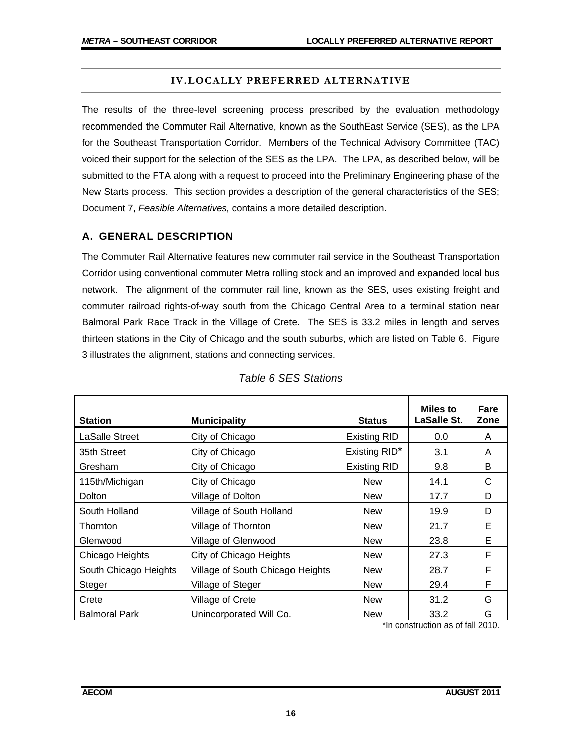## IV. LOCALLY PREFERRED ALTERNATIVE

The results of the three-level screening process prescribed by the evaluation methodology recommended the Commuter Rail Alternative, known as the SouthEast Service (SES), as the LPA for the Southeast Transportation Corridor. Members of the Technical Advisory Committee (TAC) voiced their support for the selection of the SES as the LPA. The LPA, as described below, will be submitted to the FTA along with a request to proceed into the Preliminary Engineering phase of the New Starts process. This section provides a description of the general characteristics of the SES; Document 7, *Feasible Alternatives,* contains a more detailed description.

### A. GENERAL DESCRIPTION

The Commuter Rail Alternative features new commuter rail service in the Southeast Transportation Corridor using conventional commuter Metra rolling stock and an improved and expanded local bus network. The alignment of the commuter rail line, known as the SES, uses existing freight and commuter railroad rights-of-way south from the Chicago Central Area to a terminal station near Balmoral Park Race Track in the Village of Crete. The SES is 33.2 miles in length and serves thirteen stations in the City of Chicago and the south suburbs, which are listed on Table 6. Figure 3 illustrates the alignment, stations and connecting services.

*Table 6 SES Stations*

| Station | Municipality | Status | Miles to LaSalle St. | Fare Zone |
|---|---|---|---|---|
| LaSalle Street | City of Chicago | Existing RID | 0.0 | A |
| 35th Street | City of Chicago | Existing RID* | 3.1 | A |
| Gresham | City of Chicago | Existing RID | 9.8 | B |
| 115th/Michigan | City of Chicago | New | 14.1 | C |
| Dolton | Village of Dolton | New | 17.7 | D |
| South Holland | Village of South Holland | New | 19.9 | D |
| Thornton | Village of Thornton | New | 21.7 | E |
| Glenwood | Village of Glenwood | New | 23.8 | E |
| Chicago Heights | City of Chicago Heights | New | 27.3 | F |
| South Chicago Heights | Village of South Chicago Heights | New | 28.7 | F |
| Steger | Village of Steger | New | 29.4 | F |
| Crete | Village of Crete | New | 31.2 | G |
| Balmoral Park | Unincorporated Will Co. | New | 33.2 | G |

*In construction as of fall 2010.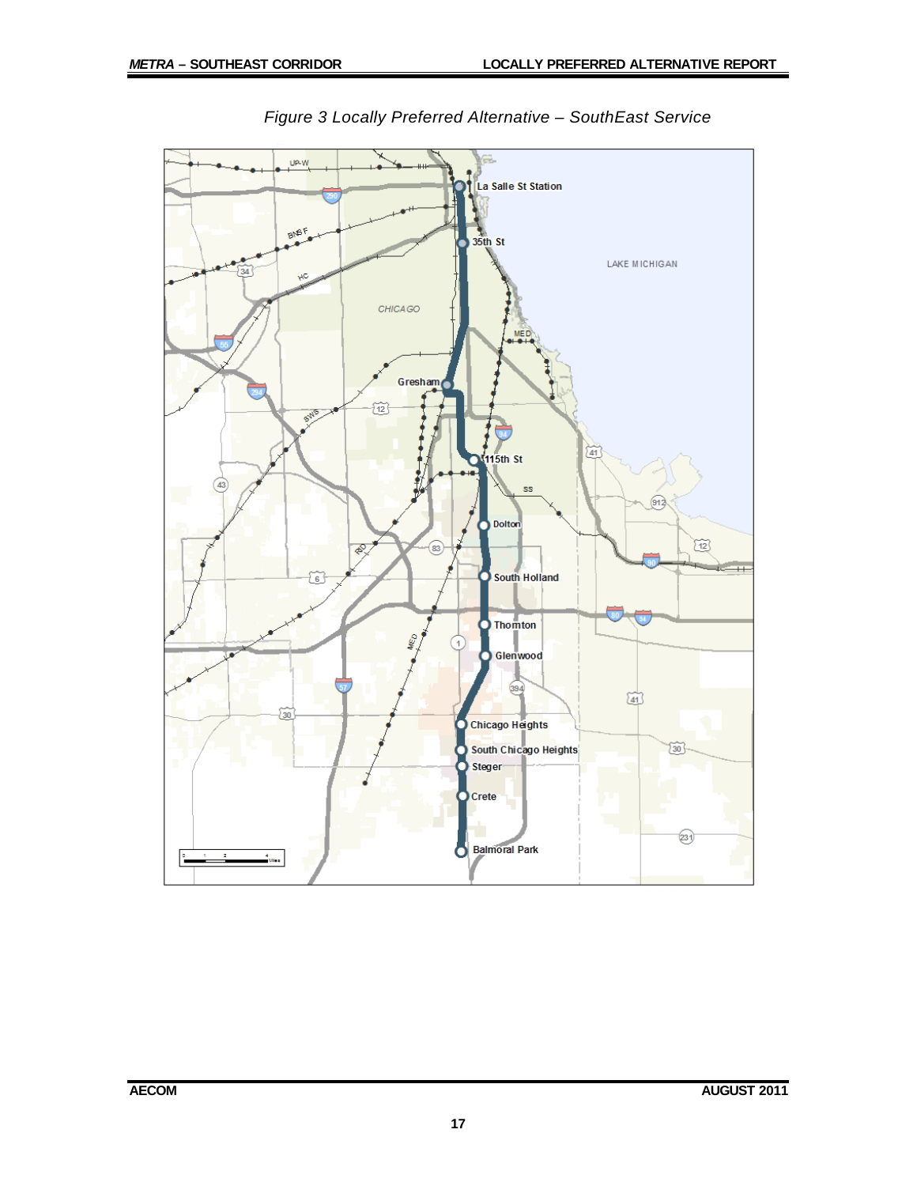*Figure 3 Locally Preferred Alternative – SouthEast Service*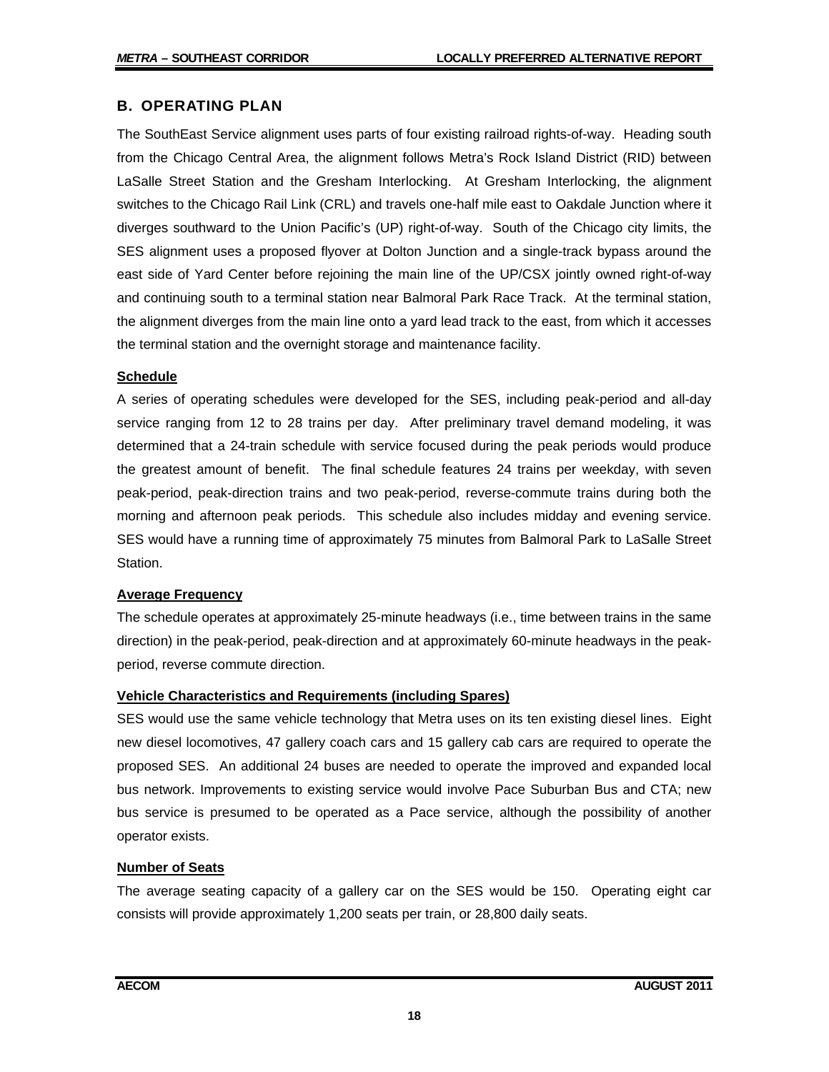## B. OPERATING PLAN

The SouthEast Service alignment uses parts of four existing railroad rights-of-way. Heading south from the Chicago Central Area, the alignment follows Metra's Rock Island District (RID) between LaSalle Street Station and the Gresham Interlocking. At Gresham Interlocking, the alignment switches to the Chicago Rail Link (CRL) and travels one-half mile east to Oakdale Junction where it diverges southward to the Union Pacific's (UP) right-of-way. South of the Chicago city limits, the SES alignment uses a proposed flyover at Dolton Junction and a single-track bypass around the east side of Yard Center before rejoining the main line of the UP/CSX jointly owned right-of-way and continuing south to a terminal station near Balmoral Park Race Track. At the terminal station, the alignment diverges from the main line onto a yard lead track to the east, from which it accesses the terminal station and the overnight storage and maintenance facility.

### Schedule

A series of operating schedules were developed for the SES, including peak-period and all-day service ranging from 12 to 28 trains per day. After preliminary travel demand modeling, it was determined that a 24-train schedule with service focused during the peak periods would produce the greatest amount of benefit. The final schedule features 24 trains per weekday, with seven peak-period, peak-direction trains and two peak-period, reverse-commute trains during both the morning and afternoon peak periods. This schedule also includes midday and evening service. SES would have a running time of approximately 75 minutes from Balmoral Park to LaSalle Street Station.

### Average Frequency

The schedule operates at approximately 25-minute headways (i.e., time between trains in the same direction) in the peak-period, peak-direction and at approximately 60-minute headways in the peak-period, reverse commute direction.

### Vehicle Characteristics and Requirements (including Spares)

SES would use the same vehicle technology that Metra uses on its ten existing diesel lines. Eight new diesel locomotives, 47 gallery coach cars and 15 gallery cab cars are required to operate the proposed SES. An additional 24 buses are needed to operate the improved and expanded local bus network. Improvements to existing service would involve Pace Suburban Bus and CTA; new bus service is presumed to be operated as a Pace service, although the possibility of another operator exists.

### Number of Seats

The average seating capacity of a gallery car on the SES would be 150. Operating eight car consists will provide approximately 1,200 seats per train, or 28,800 daily seats.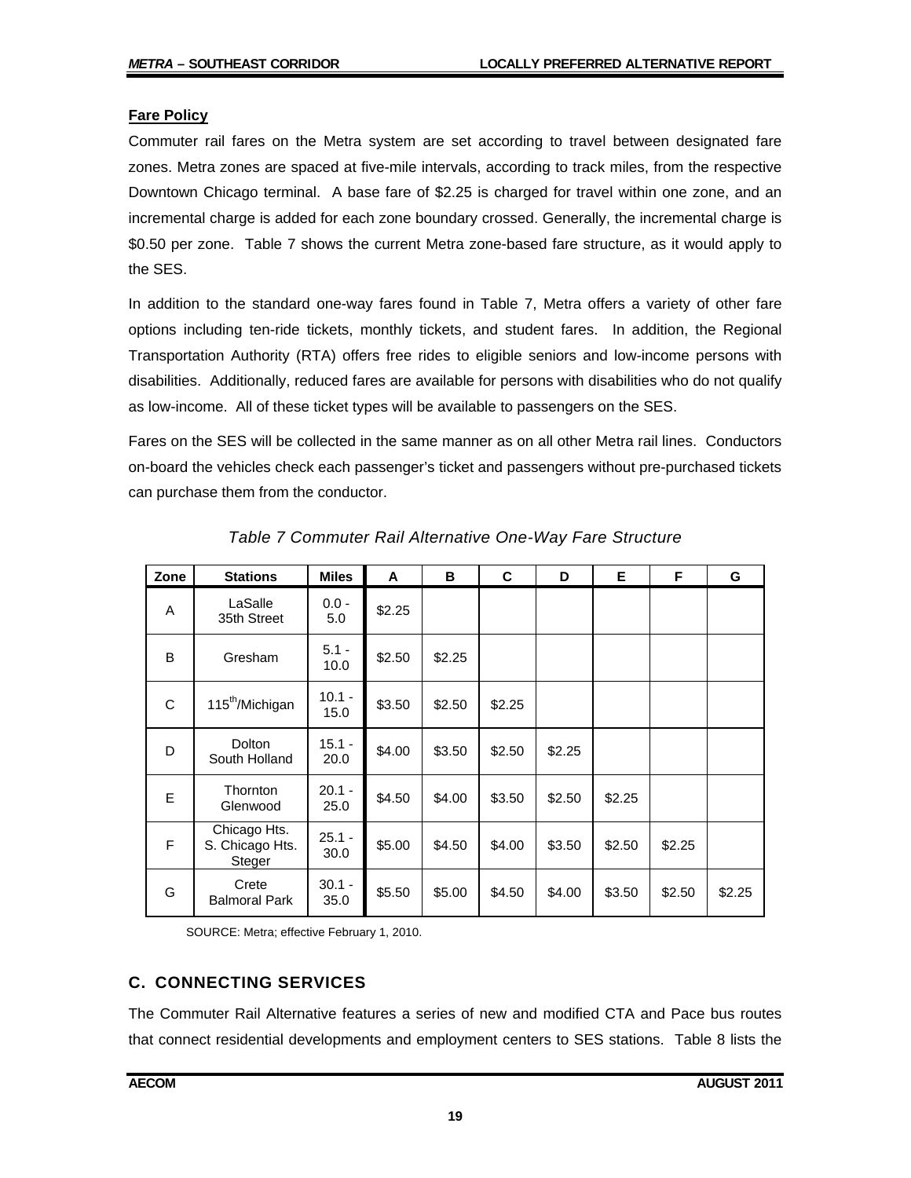### Fare Policy

Commuter rail fares on the Metra system are set according to travel between designated fare zones. Metra zones are spaced at five-mile intervals, according to track miles, from the respective Downtown Chicago terminal. A base fare of $2.25 is charged for travel within one zone, and an incremental charge is added for each zone boundary crossed. Generally, the incremental charge is $0.50 per zone. Table 7 shows the current Metra zone-based fare structure, as it would apply to the SES.

In addition to the standard one-way fares found in Table 7, Metra offers a variety of other fare options including ten-ride tickets, monthly tickets, and student fares. In addition, the Regional Transportation Authority (RTA) offers free rides to eligible seniors and low-income persons with disabilities. Additionally, reduced fares are available for persons with disabilities who do not qualify as low-income. All of these ticket types will be available to passengers on the SES.

Fares on the SES will be collected in the same manner as on all other Metra rail lines. Conductors on-board the vehicles check each passenger's ticket and passengers without pre-purchased tickets can purchase them from the conductor.

*Table 7 Commuter Rail Alternative One-Way Fare Structure*

| Zone | Stations | Miles | A | B | C | D | E | F | G |
|---|---|---|---|---|---|---|---|---|---|
| A | LaSalle<br>35th Street | 0.0 - 5.0 | $2.25 | | | | | | |
| B | Gresham | 5.1 - 10.0 | $2.50 | $2.25 | | | | | |
| C | 115th/Michigan | 10.1 - 15.0 | $3.50 | $2.50 | $2.25 | | | | |
| D | Dolton<br>South Holland | 15.1 - 20.0 | $4.00 | $3.50 | $2.50 | $2.25 | | | |
| E | Thornton<br>Glenwood | 20.1 - 25.0 | $4.50 | $4.00 | $3.50 | $2.50 | $2.25 | | |
| F | Chicago Hts.<br>S. Chicago Hts.<br>Steger | 25.1 - 30.0 | $5.00 | $4.50 | $4.00 | $3.50 | $2.50 | $2.25 | |
| G | Crete<br>Balmoral Park | 30.1 - 35.0 | $5.50 | $5.00 | $4.50 | $4.00 | $3.50 | $2.50 | $2.25 |

SOURCE: Metra; effective February 1, 2010.

## C. CONNECTING SERVICES

The Commuter Rail Alternative features a series of new and modified CTA and Pace bus routes that connect residential developments and employment centers to SES stations. Table 8 lists the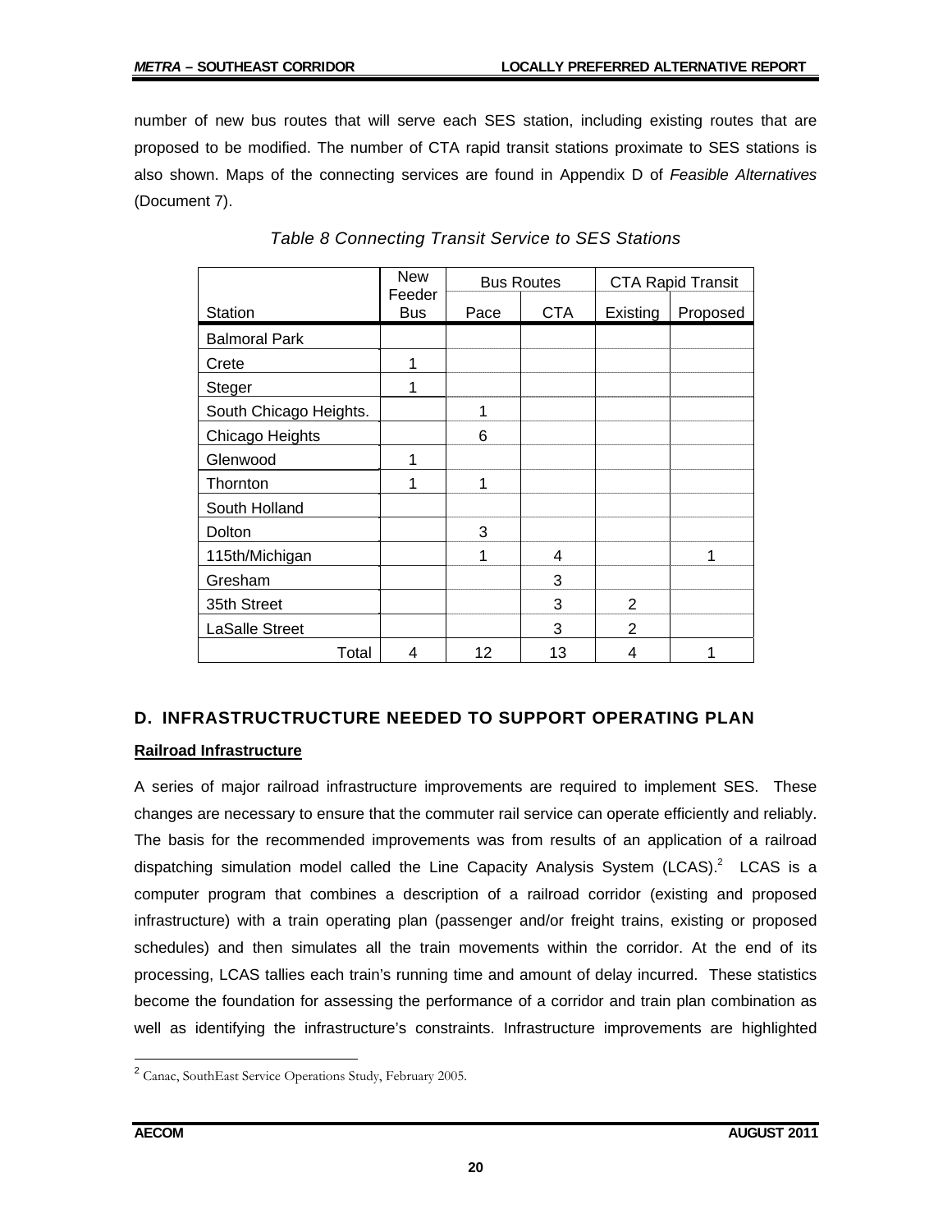number of new bus routes that will serve each SES station, including existing routes that are proposed to be modified. The number of CTA rapid transit stations proximate to SES stations is also shown. Maps of the connecting services are found in Appendix D of *Feasible Alternatives* (Document 7).

*Table 8 Connecting Transit Service to SES Stations*

| Station | New Feeder Bus | Bus Routes | | CTA Rapid Transit | |
|---|---|---|---|---|---|
| | | Pace | CTA | Existing | Proposed |
| Balmoral Park | | | | | |
| Crete | 1 | | | | |
| Steger | 1 | | | | |
| South Chicago Heights. | | 1 | | | |
| Chicago Heights | | 6 | | | |
| Glenwood | 1 | | | | |
| Thornton | 1 | 1 | | | |
| South Holland | | | | | |
| Dolton | | 3 | | | |
| 115th/Michigan | | 1 | 4 | | 1 |
| Gresham | | | 3 | | |
| 35th Street | | | 3 | 2 | |
| LaSalle Street | | | 3 | 2 | |
| Total | 4 | 12 | 13 | 4 | 1 |

## D. INFRASTRUCTRUCTURE NEEDED TO SUPPORT OPERATING PLAN

**Railroad Infrastructure**

A series of major railroad infrastructure improvements are required to implement SES. These changes are necessary to ensure that the commuter rail service can operate efficiently and reliably. The basis for the recommended improvements was from results of an application of a railroad dispatching simulation model called the Line Capacity Analysis System (LCAS).[2] LCAS is a computer program that combines a description of a railroad corridor (existing and proposed infrastructure) with a train operating plan (passenger and/or freight trains, existing or proposed schedules) and then simulates all the train movements within the corridor. At the end of its processing, LCAS tallies each train's running time and amount of delay incurred. These statistics become the foundation for assessing the performance of a corridor and train plan combination as well as identifying the infrastructure's constraints. Infrastructure improvements are highlighted

[2] Canac, SouthEast Service Operations Study, February 2005.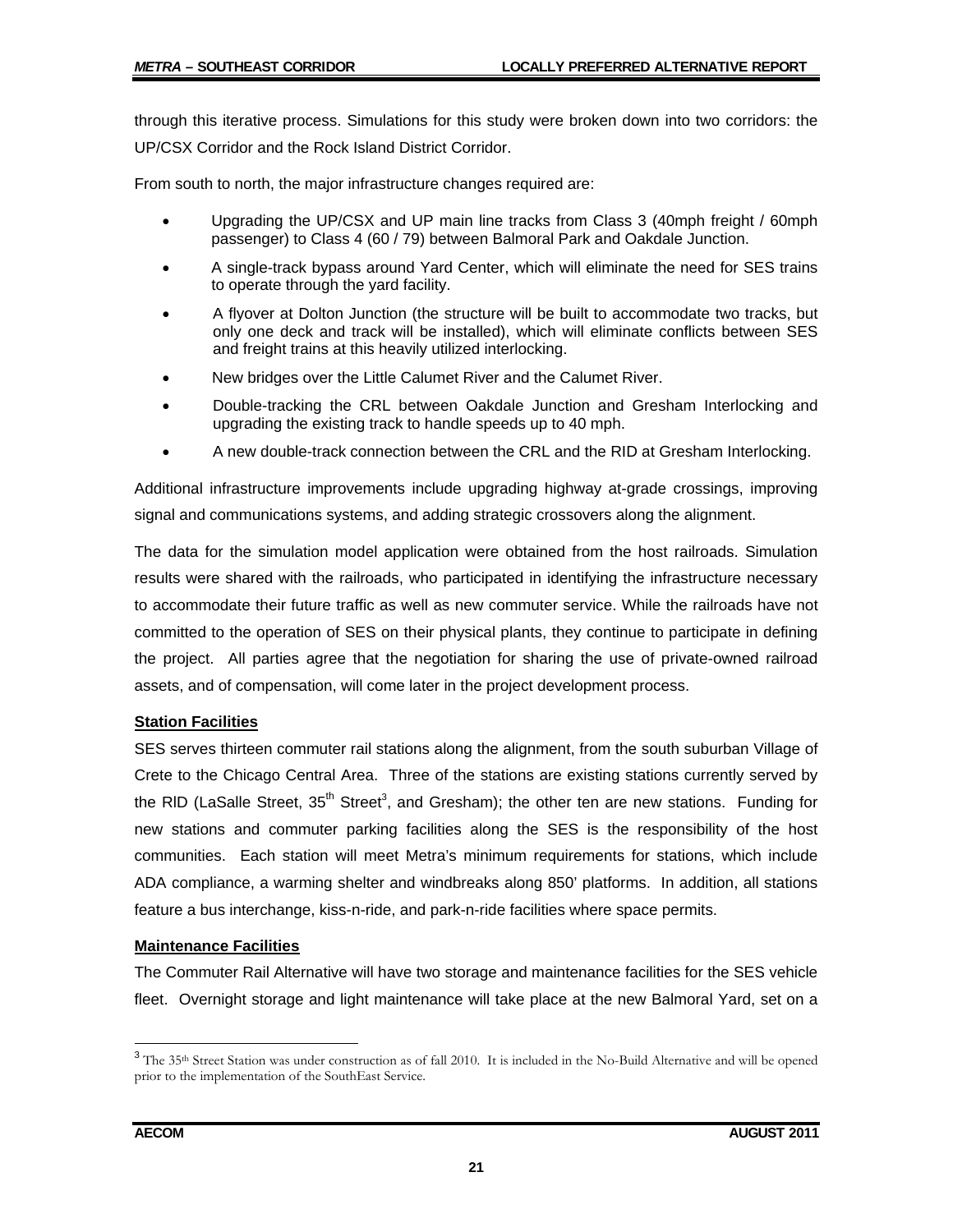through this iterative process. Simulations for this study were broken down into two corridors: the UP/CSX Corridor and the Rock Island District Corridor.

From south to north, the major infrastructure changes required are:

- Upgrading the UP/CSX and UP main line tracks from Class 3 (40mph freight / 60mph passenger) to Class 4 (60 / 79) between Balmoral Park and Oakdale Junction.
- A single-track bypass around Yard Center, which will eliminate the need for SES trains to operate through the yard facility.
- A flyover at Dolton Junction (the structure will be built to accommodate two tracks, but only one deck and track will be installed), which will eliminate conflicts between SES and freight trains at this heavily utilized interlocking.
- New bridges over the Little Calumet River and the Calumet River.
- Double-tracking the CRL between Oakdale Junction and Gresham Interlocking and upgrading the existing track to handle speeds up to 40 mph.
- A new double-track connection between the CRL and the RID at Gresham Interlocking.

Additional infrastructure improvements include upgrading highway at-grade crossings, improving signal and communications systems, and adding strategic crossovers along the alignment.

The data for the simulation model application were obtained from the host railroads. Simulation results were shared with the railroads, who participated in identifying the infrastructure necessary to accommodate their future traffic as well as new commuter service. While the railroads have not committed to the operation of SES on their physical plants, they continue to participate in defining the project. All parties agree that the negotiation for sharing the use of private-owned railroad assets, and of compensation, will come later in the project development process.

**Station Facilities**

SES serves thirteen commuter rail stations along the alignment, from the south suburban Village of Crete to the Chicago Central Area. Three of the stations are existing stations currently served by the RID (LaSalle Street, 35th Street[3], and Gresham); the other ten are new stations. Funding for new stations and commuter parking facilities along the SES is the responsibility of the host communities. Each station will meet Metra's minimum requirements for stations, which include ADA compliance, a warming shelter and windbreaks along 850' platforms. In addition, all stations feature a bus interchange, kiss-n-ride, and park-n-ride facilities where space permits.

**Maintenance Facilities**

The Commuter Rail Alternative will have two storage and maintenance facilities for the SES vehicle fleet. Overnight storage and light maintenance will take place at the new Balmoral Yard, set on a

[3] The 35th Street Station was under construction as of fall 2010. It is included in the No-Build Alternative and will be opened prior to the implementation of the SouthEast Service.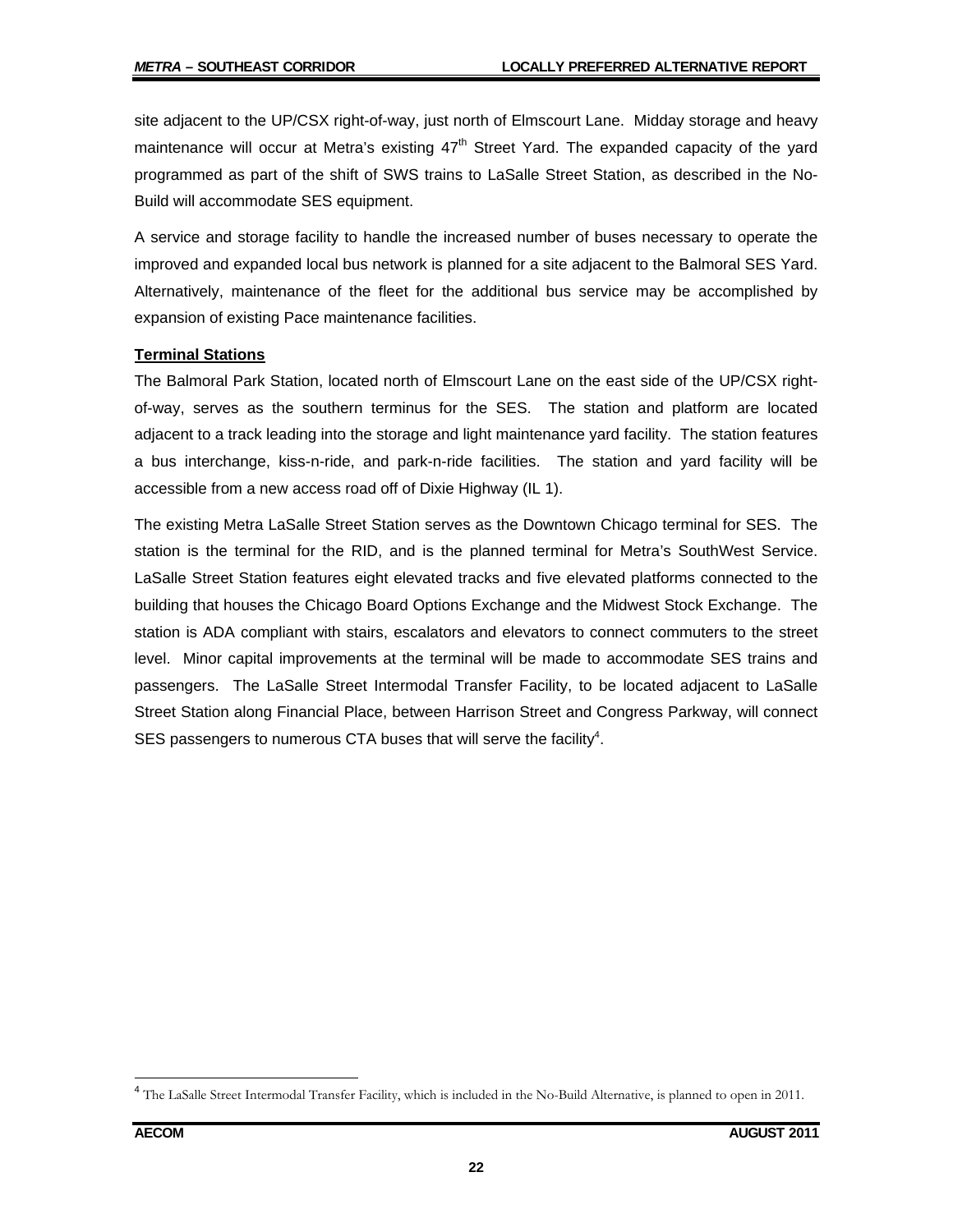site adjacent to the UP/CSX right-of-way, just north of Elmscourt Lane. Midday storage and heavy maintenance will occur at Metra's existing 47th Street Yard. The expanded capacity of the yard programmed as part of the shift of SWS trains to LaSalle Street Station, as described in the No-Build will accommodate SES equipment.

A service and storage facility to handle the increased number of buses necessary to operate the improved and expanded local bus network is planned for a site adjacent to the Balmoral SES Yard. Alternatively, maintenance of the fleet for the additional bus service may be accomplished by expansion of existing Pace maintenance facilities.

**Terminal Stations**

The Balmoral Park Station, located north of Elmscourt Lane on the east side of the UP/CSX right-of-way, serves as the southern terminus for the SES. The station and platform are located adjacent to a track leading into the storage and light maintenance yard facility. The station features a bus interchange, kiss-n-ride, and park-n-ride facilities. The station and yard facility will be accessible from a new access road off of Dixie Highway (IL 1).

The existing Metra LaSalle Street Station serves as the Downtown Chicago terminal for SES. The station is the terminal for the RID, and is the planned terminal for Metra's SouthWest Service. LaSalle Street Station features eight elevated tracks and five elevated platforms connected to the building that houses the Chicago Board Options Exchange and the Midwest Stock Exchange. The station is ADA compliant with stairs, escalators and elevators to connect commuters to the street level. Minor capital improvements at the terminal will be made to accommodate SES trains and passengers. The LaSalle Street Intermodal Transfer Facility, to be located adjacent to LaSalle Street Station along Financial Place, between Harrison Street and Congress Parkway, will connect SES passengers to numerous CTA buses that will serve the facility[4].

[4] The LaSalle Street Intermodal Transfer Facility, which is included in the No-Build Alternative, is planned to open in 2011.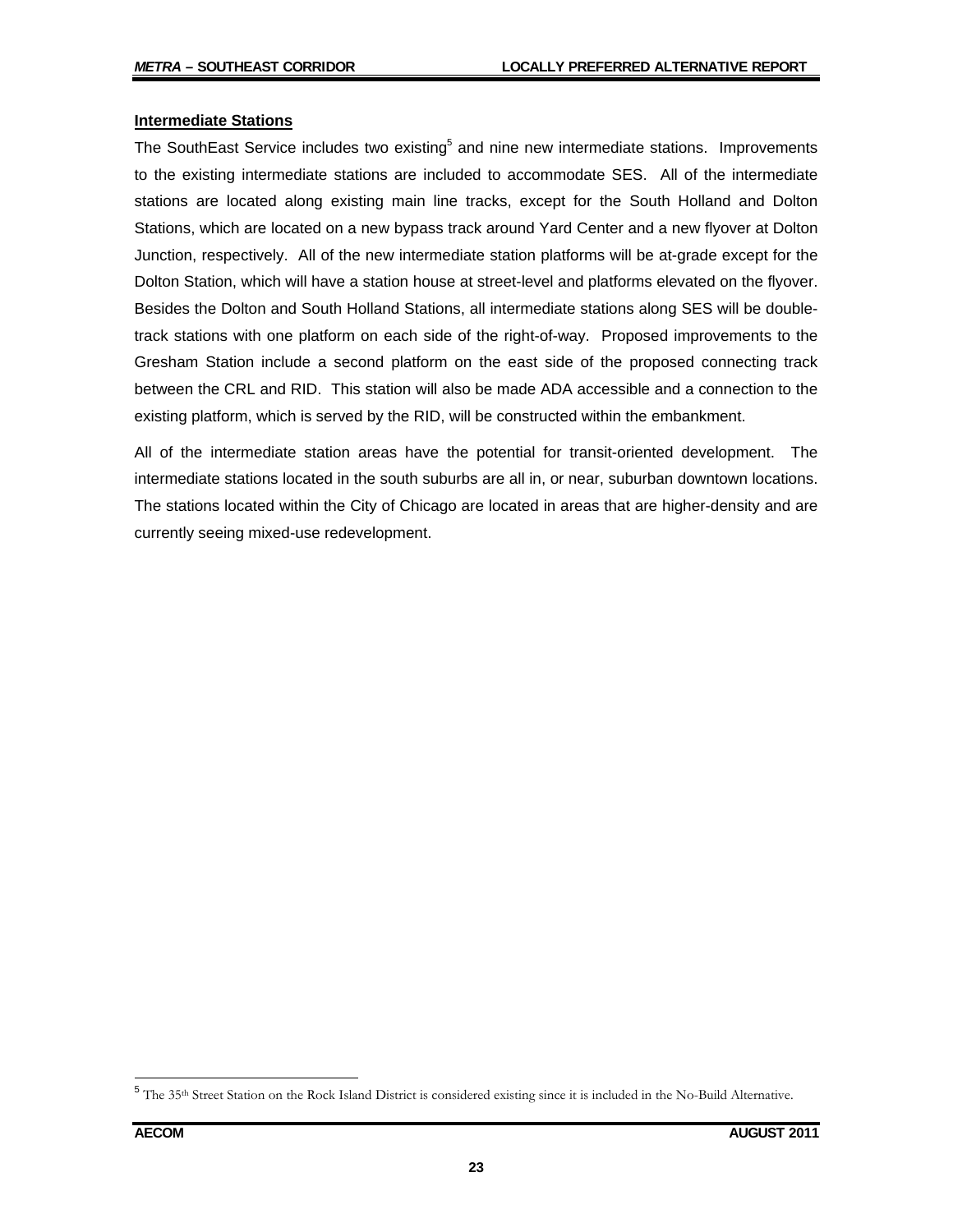### Intermediate Stations

The SouthEast Service includes two existing[5] and nine new intermediate stations. Improvements to the existing intermediate stations are included to accommodate SES. All of the intermediate stations are located along existing main line tracks, except for the South Holland and Dolton Stations, which are located on a new bypass track around Yard Center and a new flyover at Dolton Junction, respectively. All of the new intermediate station platforms will be at-grade except for the Dolton Station, which will have a station house at street-level and platforms elevated on the flyover. Besides the Dolton and South Holland Stations, all intermediate stations along SES will be double-track stations with one platform on each side of the right-of-way. Proposed improvements to the Gresham Station include a second platform on the east side of the proposed connecting track between the CRL and RID. This station will also be made ADA accessible and a connection to the existing platform, which is served by the RID, will be constructed within the embankment.

All of the intermediate station areas have the potential for transit-oriented development. The intermediate stations located in the south suburbs are all in, or near, suburban downtown locations. The stations located within the City of Chicago are located in areas that are higher-density and are currently seeing mixed-use redevelopment.

---

[5] The 35th Street Station on the Rock Island District is considered existing since it is included in the No-Build Alternative.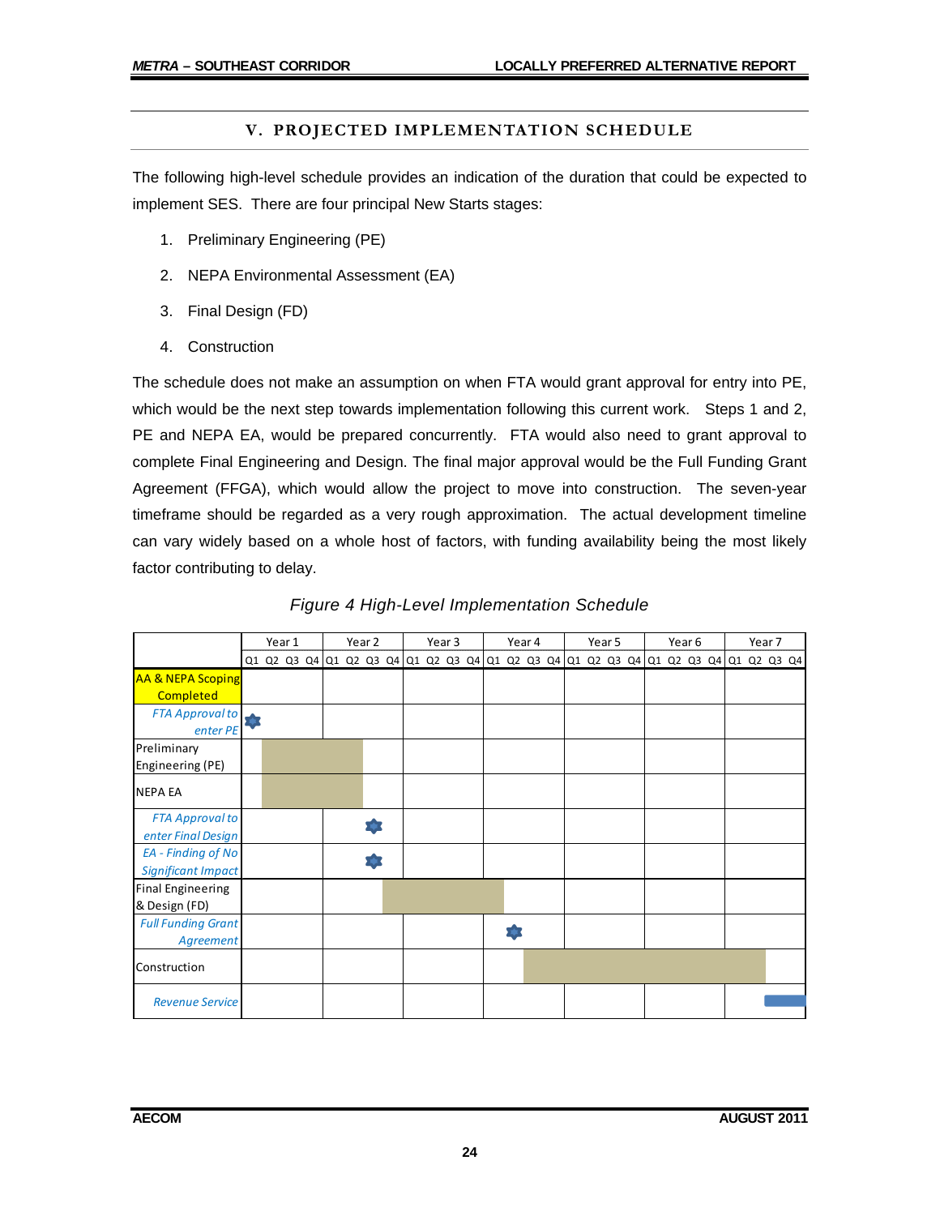# V. PROJECTED IMPLEMENTATION SCHEDULE

The following high-level schedule provides an indication of the duration that could be expected to implement SES. There are four principal New Starts stages:

1. Preliminary Engineering (PE)
2. NEPA Environmental Assessment (EA)
3. Final Design (FD)
4. Construction

The schedule does not make an assumption on when FTA would grant approval for entry into PE, which would be the next step towards implementation following this current work. Steps 1 and 2, PE and NEPA EA, would be prepared concurrently. FTA would also need to grant approval to complete Final Engineering and Design. The final major approval would be the Full Funding Grant Agreement (FFGA), which would allow the project to move into construction. The seven-year timeframe should be regarded as a very rough approximation. The actual development timeline can vary widely based on a whole host of factors, with funding availability being the most likely factor contributing to delay.

*Figure 4 High-Level Implementation Schedule*

| | Year 1 | | | | Year 2 | | | | Year 3 | | | | Year 4 | | | | Year 5 | | | | Year 6 | | | | Year 7 | | | |
|---|---|---|---|---|---|---|---|---|---|---|---|---|---|---|---|---|---|---|---|---|---|---|---|---|---|---|---|---|
| | Q1 | Q2 | Q3 | Q4 | Q1 | Q2 | Q3 | Q4 | Q1 | Q2 | Q3 | Q4 | Q1 | Q2 | Q3 | Q4 | Q1 | Q2 | Q3 | Q4 | Q1 | Q2 | Q3 | Q4 | Q1 | Q2 | Q3 | Q4 |
| AA & NEPA Scoping Completed | | | | | | | | | | | | | | | | | | | | | | | | | | | | |
| *FTA Approval to enter PE* | ★ | | | | | | | | | | | | | | | | | | | | | | | | | | | |
| Preliminary Engineering (PE) | | ■ | ■ | ■ | ■ | ■ | | | | | | | | | | | | | | | | | | | | | | |
| NEPA EA | | ■ | ■ | ■ | ■ | ■ | | | | | | | | | | | | | | | | | | | | | | |
| *FTA Approval to enter Final Design* | | | | | | | ★ | | | | | | | | | | | | | | | | | | | | | |
| *EA - Finding of No Significant Impact* | | | | | | | ★ | | | | | | | | | | | | | | | | | | | | | |
| Final Engineering & Design (FD) | | | | | | | | ■ | ■ | ■ | ■ | ■ | ■ | | | | | | | | | | | | | | | |
| *Full Funding Grant Agreement* | | | | | | | | | | | | | | ★ | | | | | | | | | | | | | | |
| Construction | | | | | | | | | | | | | | | ■ | ■ | ■ | ■ | ■ | ■ | ■ | ■ | ■ | ■ | ■ | ■ | | |
| *Revenue Service* | | | | | | | | | | | | | | | | | | | | | | | | | | | ■ | ■ |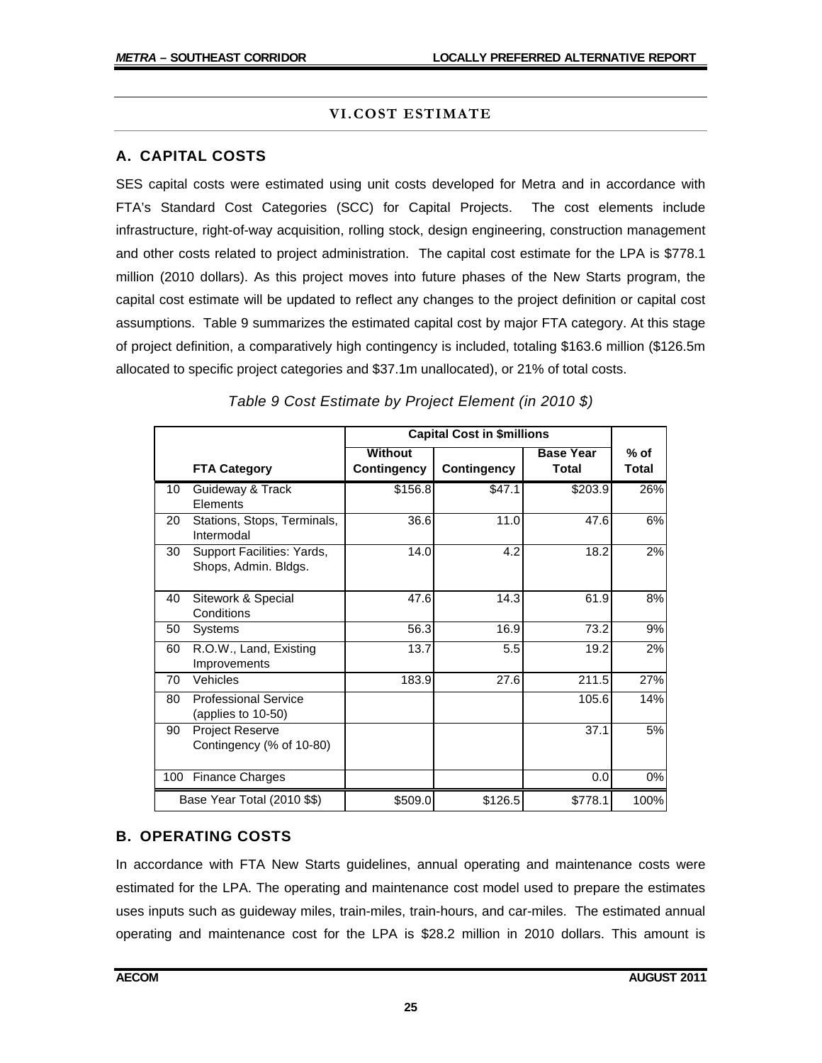# VI. COST ESTIMATE

## A. CAPITAL COSTS

SES capital costs were estimated using unit costs developed for Metra and in accordance with FTA's Standard Cost Categories (SCC) for Capital Projects. The cost elements include infrastructure, right-of-way acquisition, rolling stock, design engineering, construction management and other costs related to project administration. The capital cost estimate for the LPA is $778.1 million (2010 dollars). As this project moves into future phases of the New Starts program, the capital cost estimate will be updated to reflect any changes to the project definition or capital cost assumptions. Table 9 summarizes the estimated capital cost by major FTA category. At this stage of project definition, a comparatively high contingency is included, totaling $163.6 million ($126.5m allocated to specific project categories and $37.1m unallocated), or 21% of total costs.

*Table 9 Cost Estimate by Project Element (in 2010 $)*

| | | Capital Cost in $millions | | | |
|---|---|---|---|---|---|
| | **FTA Category** | **Without Contingency** | **Contingency** | **Base Year Total** | **% of Total** |
| 10 | Guideway & Track Elements | $156.8 | $47.1 | $203.9 | 26% |
| 20 | Stations, Stops, Terminals, Intermodal | 36.6 | 11.0 | 47.6 | 6% |
| 30 | Support Facilities: Yards, Shops, Admin. Bldgs. | 14.0 | 4.2 | 18.2 | 2% |
| 40 | Sitework & Special Conditions | 47.6 | 14.3 | 61.9 | 8% |
| 50 | Systems | 56.3 | 16.9 | 73.2 | 9% |
| 60 | R.O.W., Land, Existing Improvements | 13.7 | 5.5 | 19.2 | 2% |
| 70 | Vehicles | 183.9 | 27.6 | 211.5 | 27% |
| 80 | Professional Service (applies to 10-50) | | | 105.6 | 14% |
| 90 | Project Reserve Contingency (% of 10-80) | | | 37.1 | 5% |
| 100 | Finance Charges | | | 0.0 | 0% |
| | Base Year Total (2010 $$) | $509.0 | $126.5 | $778.1 | 100% |

## B. OPERATING COSTS

In accordance with FTA New Starts guidelines, annual operating and maintenance costs were estimated for the LPA. The operating and maintenance cost model used to prepare the estimates uses inputs such as guideway miles, train-miles, train-hours, and car-miles. The estimated annual operating and maintenance cost for the LPA is $28.2 million in 2010 dollars. This amount is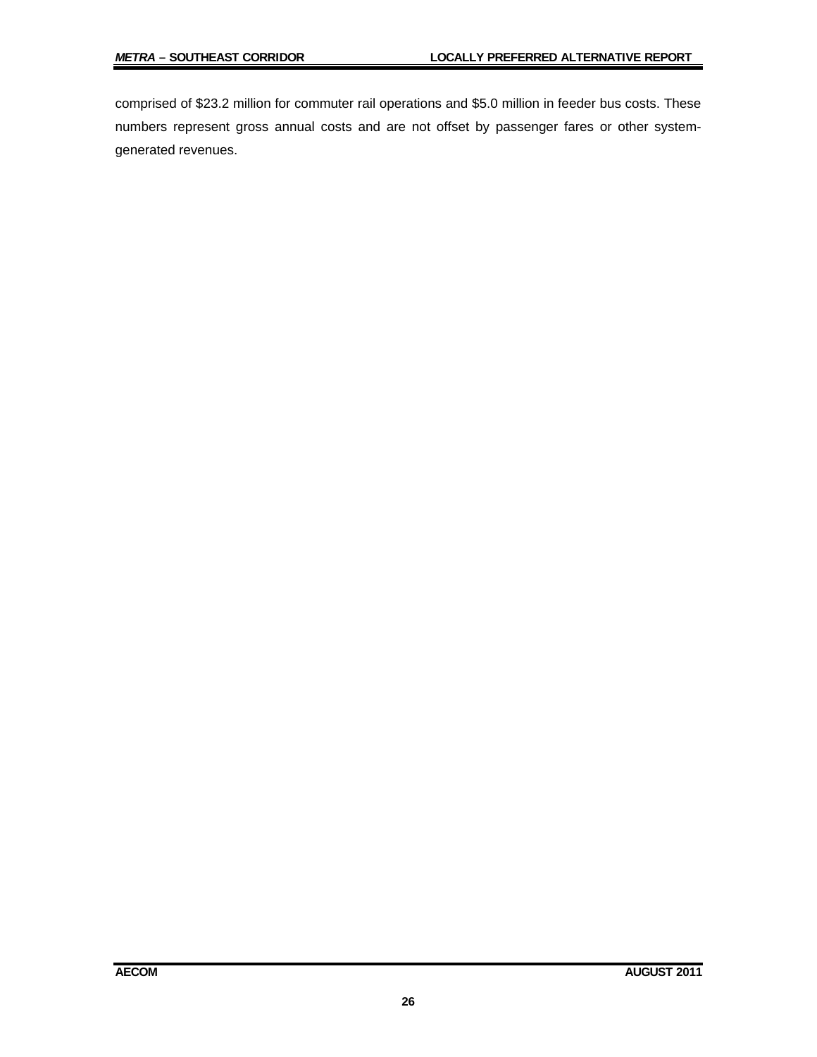comprised of $23.2 million for commuter rail operations and $5.0 million in feeder bus costs. These numbers represent gross annual costs and are not offset by passenger fares or other system-generated revenues.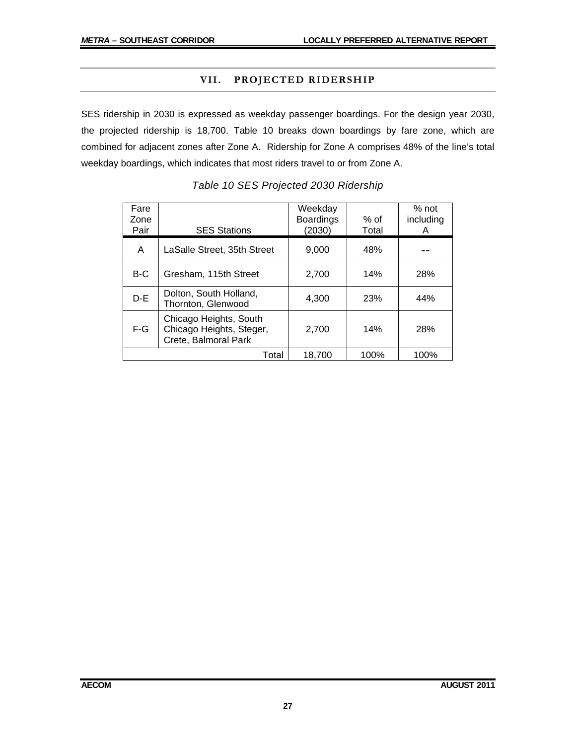## VII. PROJECTED RIDERSHIP

SES ridership in 2030 is expressed as weekday passenger boardings. For the design year 2030, the projected ridership is 18,700. Table 10 breaks down boardings by fare zone, which are combined for adjacent zones after Zone A. Ridership for Zone A comprises 48% of the line's total weekday boardings, which indicates that most riders travel to or from Zone A.

*Table 10 SES Projected 2030 Ridership*

| Fare Zone Pair | SES Stations | Weekday Boardings (2030) | % of Total | % not including A |
|---|---|---|---|---|
| A | LaSalle Street, 35th Street | 9,000 | 48% | -- |
| B-C | Gresham, 115th Street | 2,700 | 14% | 28% |
| D-E | Dolton, South Holland, Thornton, Glenwood | 4,300 | 23% | 44% |
| F-G | Chicago Heights, South Chicago Heights, Steger, Crete, Balmoral Park | 2,700 | 14% | 28% |
| | Total | 18,700 | 100% | 100% |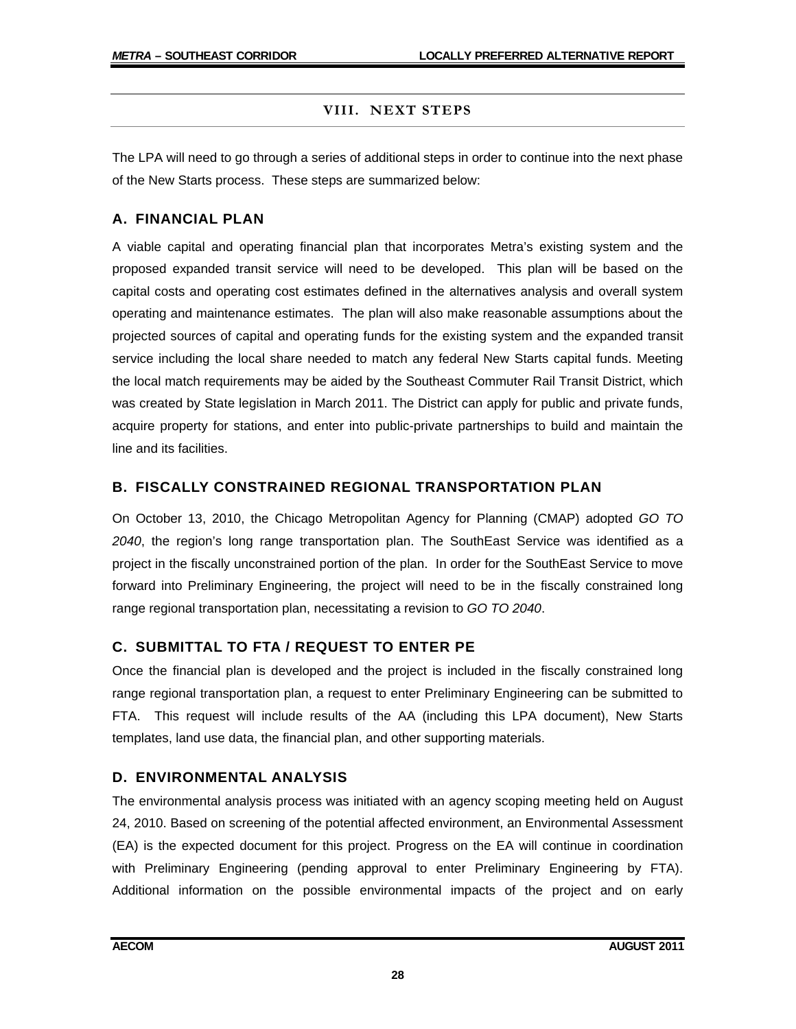## VIII. NEXT STEPS

The LPA will need to go through a series of additional steps in order to continue into the next phase of the New Starts process. These steps are summarized below:

### A. FINANCIAL PLAN

A viable capital and operating financial plan that incorporates Metra's existing system and the proposed expanded transit service will need to be developed. This plan will be based on the capital costs and operating cost estimates defined in the alternatives analysis and overall system operating and maintenance estimates. The plan will also make reasonable assumptions about the projected sources of capital and operating funds for the existing system and the expanded transit service including the local share needed to match any federal New Starts capital funds. Meeting the local match requirements may be aided by the Southeast Commuter Rail Transit District, which was created by State legislation in March 2011. The District can apply for public and private funds, acquire property for stations, and enter into public-private partnerships to build and maintain the line and its facilities.

### B. FISCALLY CONSTRAINED REGIONAL TRANSPORTATION PLAN

On October 13, 2010, the Chicago Metropolitan Agency for Planning (CMAP) adopted *GO TO 2040*, the region's long range transportation plan. The SouthEast Service was identified as a project in the fiscally unconstrained portion of the plan. In order for the SouthEast Service to move forward into Preliminary Engineering, the project will need to be in the fiscally constrained long range regional transportation plan, necessitating a revision to *GO TO 2040*.

### C. SUBMITTAL TO FTA / REQUEST TO ENTER PE

Once the financial plan is developed and the project is included in the fiscally constrained long range regional transportation plan, a request to enter Preliminary Engineering can be submitted to FTA. This request will include results of the AA (including this LPA document), New Starts templates, land use data, the financial plan, and other supporting materials.

### D. ENVIRONMENTAL ANALYSIS

The environmental analysis process was initiated with an agency scoping meeting held on August 24, 2010. Based on screening of the potential affected environment, an Environmental Assessment (EA) is the expected document for this project. Progress on the EA will continue in coordination with Preliminary Engineering (pending approval to enter Preliminary Engineering by FTA). Additional information on the possible environmental impacts of the project and on early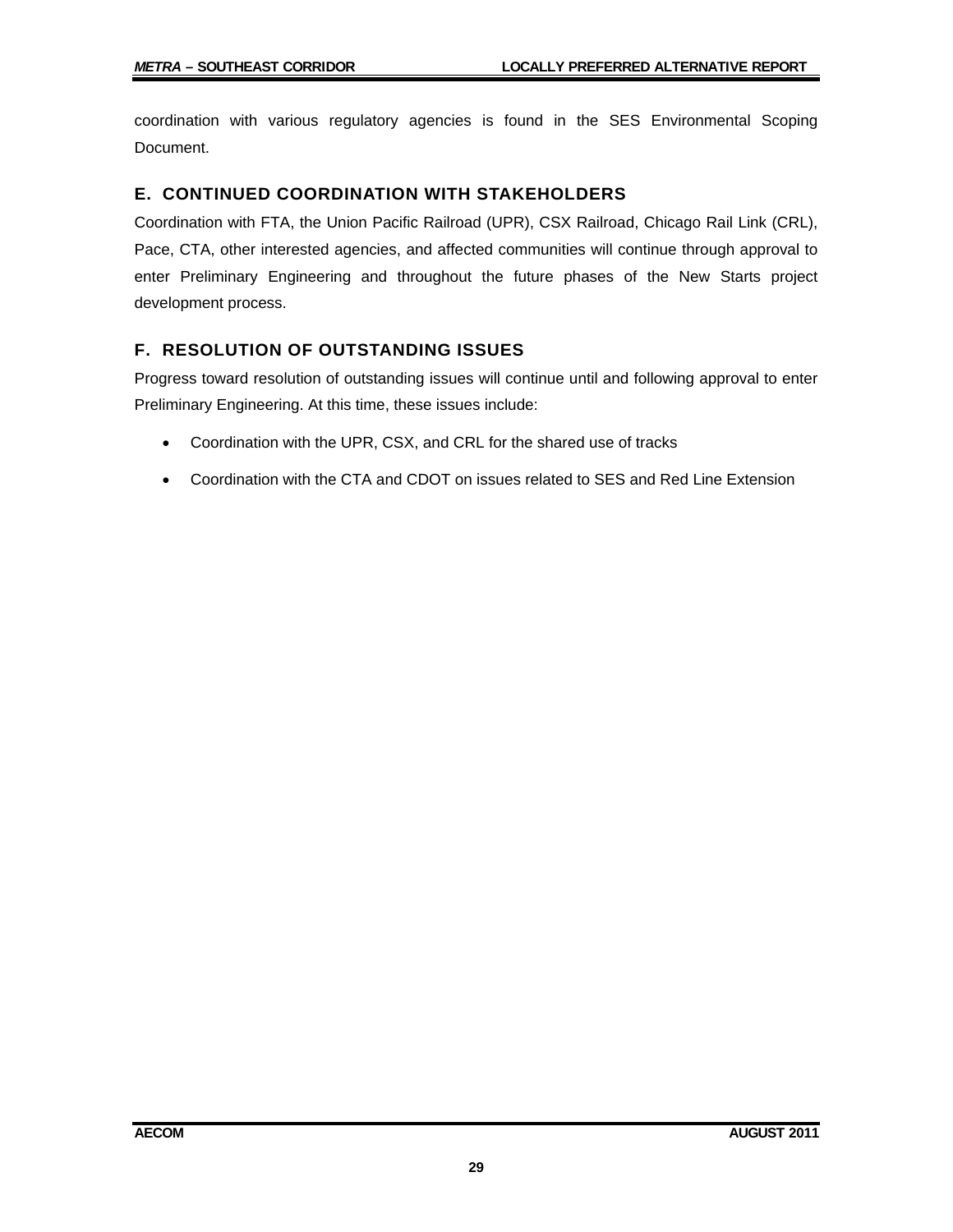coordination with various regulatory agencies is found in the SES Environmental Scoping Document.

## E. CONTINUED COORDINATION WITH STAKEHOLDERS

Coordination with FTA, the Union Pacific Railroad (UPR), CSX Railroad, Chicago Rail Link (CRL), Pace, CTA, other interested agencies, and affected communities will continue through approval to enter Preliminary Engineering and throughout the future phases of the New Starts project development process.

## F. RESOLUTION OF OUTSTANDING ISSUES

Progress toward resolution of outstanding issues will continue until and following approval to enter Preliminary Engineering. At this time, these issues include:

- Coordination with the UPR, CSX, and CRL for the shared use of tracks
- Coordination with the CTA and CDOT on issues related to SES and Red Line Extension